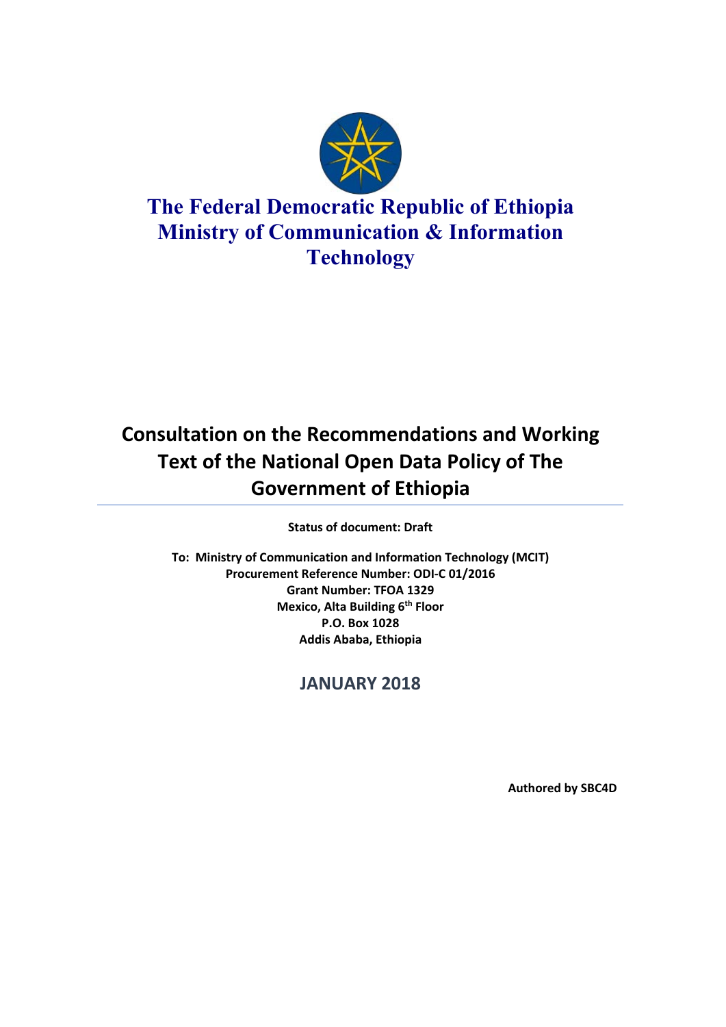# The Federal Democratic Republic of Ethiopia
# Ministry of Communication & Information Technology

## Consultation on the Recommendations and Working Text of the National Open Data Policy of The Government of Ethiopia

---

**Status of document: Draft**

**To: Ministry of Communication and Information Technology (MCIT)**
**Procurement Reference Number: ODI-C 01/2016**
**Grant Number: TFOA 1329**
**Mexico, Alta Building 6th Floor**
**P.O. Box 1028**
**Addis Ababa, Ethiopia**

**JANUARY 2018**

**Authored by SBC4D**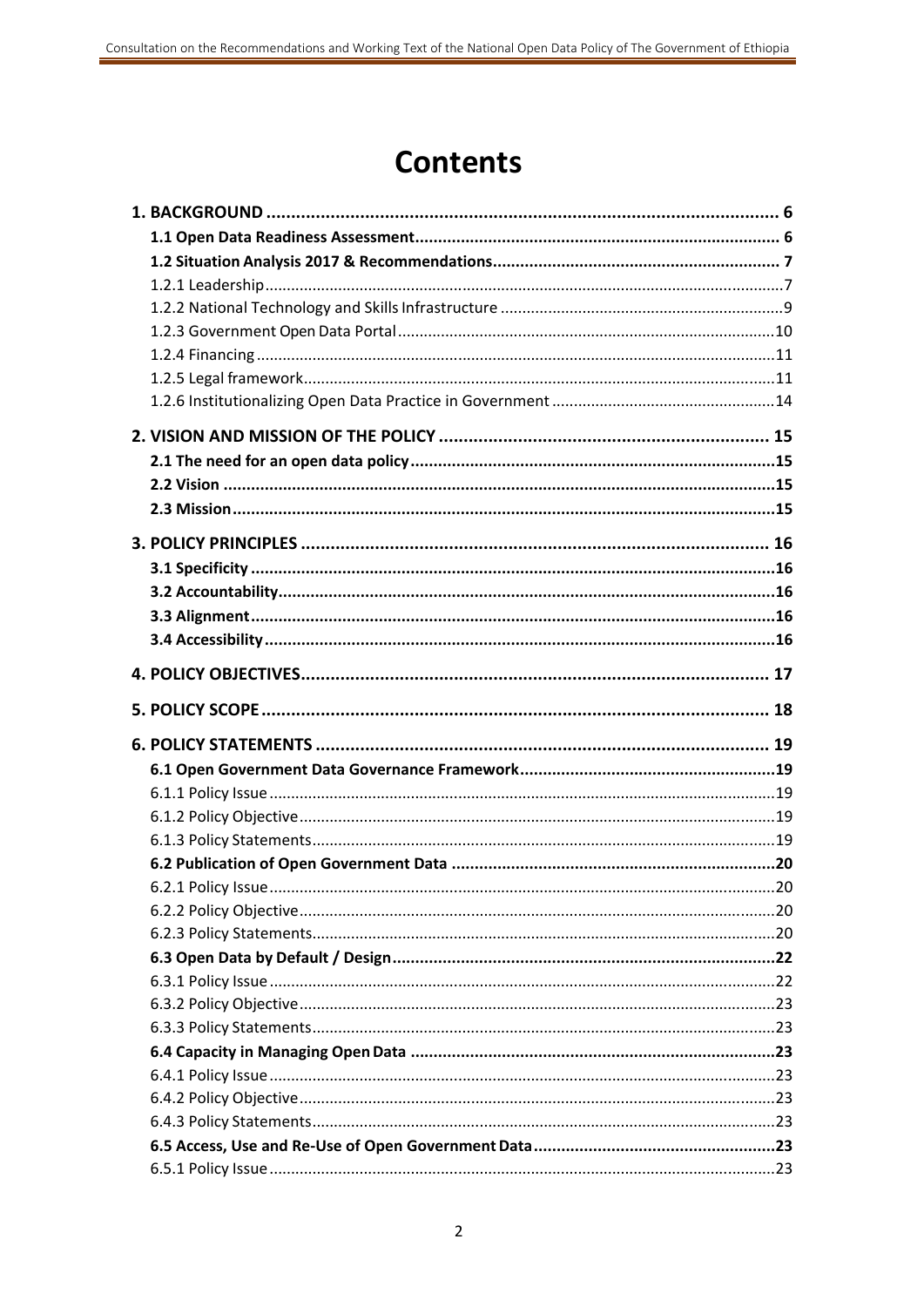# Contents

**1. BACKGROUND** ........ 6
- **1.1 Open Data Readiness Assessment** ........ 6
- **1.2 Situation Analysis 2017 & Recommendations** ........ 7
  - 1.2.1 Leadership ........ 7
  - 1.2.2 National Technology and Skills Infrastructure ........ 9
  - 1.2.3 Government Open Data Portal ........ 10
  - 1.2.4 Financing ........ 11
  - 1.2.5 Legal framework ........ 11
  - 1.2.6 Institutionalizing Open Data Practice in Government ........ 14

**2. VISION AND MISSION OF THE POLICY** ........ 15
- **2.1 The need for an open data policy** ........ 15
- **2.2 Vision** ........ 15
- **2.3 Mission** ........ 15

**3. POLICY PRINCIPLES** ........ 16
- **3.1 Specificity** ........ 16
- **3.2 Accountability** ........ 16
- **3.3 Alignment** ........ 16
- **3.4 Accessibility** ........ 16

**4. POLICY OBJECTIVES** ........ 17

**5. POLICY SCOPE** ........ 18

**6. POLICY STATEMENTS** ........ 19
- **6.1 Open Government Data Governance Framework** ........ 19
  - 6.1.1 Policy Issue ........ 19
  - 6.1.2 Policy Objective ........ 19
  - 6.1.3 Policy Statements ........ 19
- **6.2 Publication of Open Government Data** ........ 20
  - 6.2.1 Policy Issue ........ 20
  - 6.2.2 Policy Objective ........ 20
  - 6.2.3 Policy Statements ........ 20
- **6.3 Open Data by Default / Design** ........ 22
  - 6.3.1 Policy Issue ........ 22
  - 6.3.2 Policy Objective ........ 23
  - 6.3.3 Policy Statements ........ 23
- **6.4 Capacity in Managing Open Data** ........ 23
  - 6.4.1 Policy Issue ........ 23
  - 6.4.2 Policy Objective ........ 23
  - 6.4.3 Policy Statements ........ 23
- **6.5 Access, Use and Re-Use of Open Government Data** ........ 23
  - 6.5.1 Policy Issue ........ 23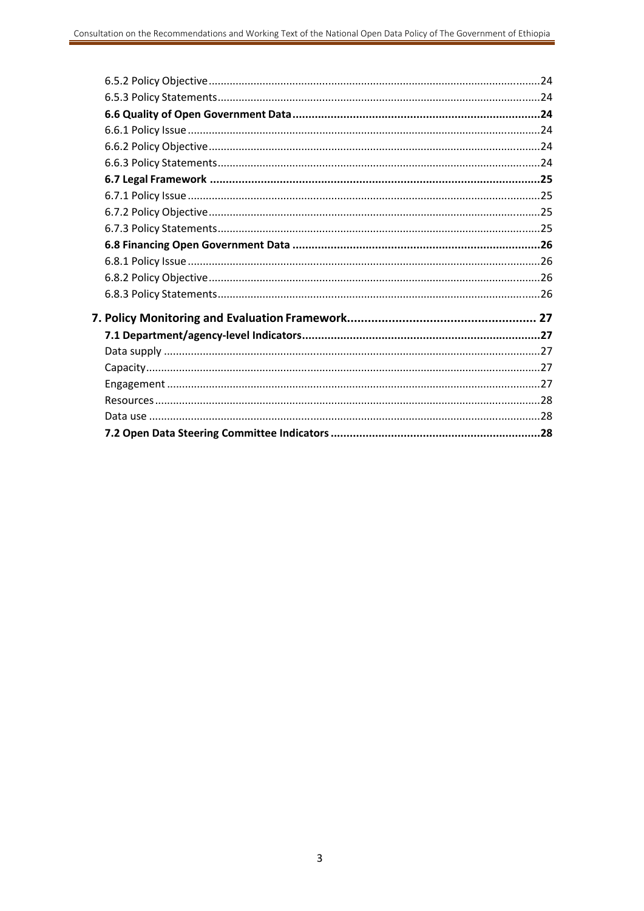6.5.2 Policy Objective ..... 24
6.5.3 Policy Statements ..... 24
**6.6 Quality of Open Government Data ..... 24**
6.6.1 Policy Issue ..... 24
6.6.2 Policy Objective ..... 24
6.6.3 Policy Statements ..... 24
**6.7 Legal Framework ..... 25**
6.7.1 Policy Issue ..... 25
6.7.2 Policy Objective ..... 25
6.7.3 Policy Statements ..... 25
**6.8 Financing Open Government Data ..... 26**
6.8.1 Policy Issue ..... 26
6.8.2 Policy Objective ..... 26
6.8.3 Policy Statements ..... 26

**7. Policy Monitoring and Evaluation Framework ..... 27**
**7.1 Department/agency-level Indicators ..... 27**
Data supply ..... 27
Capacity ..... 27
Engagement ..... 27
Resources ..... 28
Data use ..... 28
**7.2 Open Data Steering Committee Indicators ..... 28**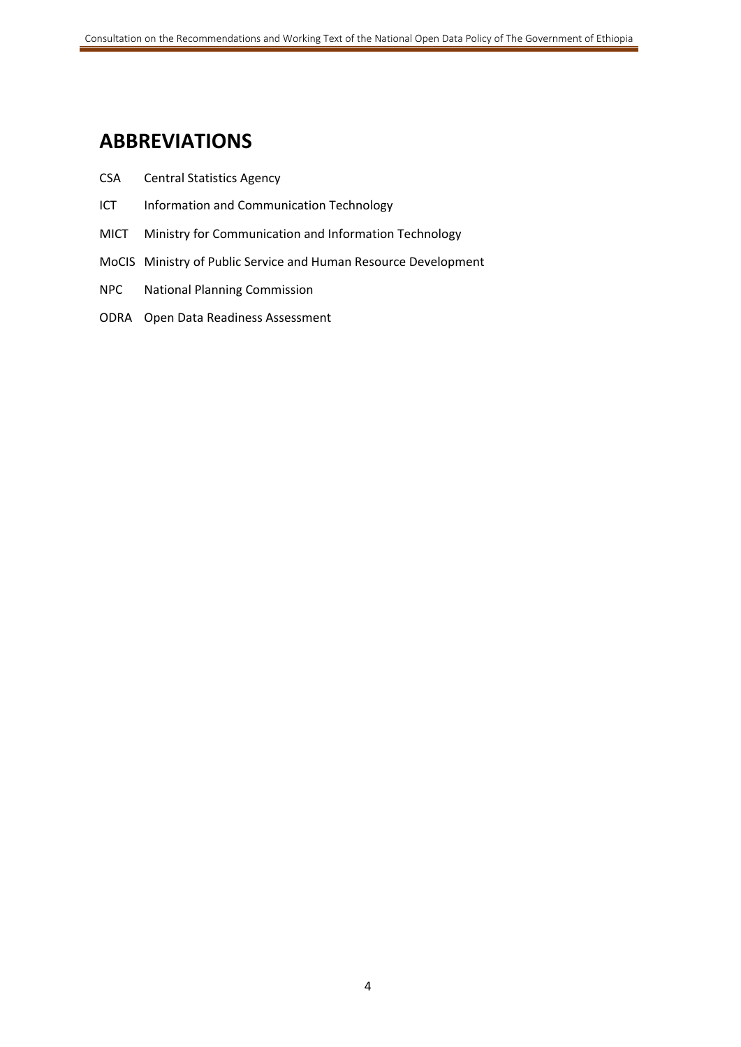## ABBREVIATIONS

| | |
|---|---|
| CSA | Central Statistics Agency |
| ICT | Information and Communication Technology |
| MICT | Ministry for Communication and Information Technology |
| MoCIS | Ministry of Public Service and Human Resource Development |
| NPC | National Planning Commission |
| ODRA | Open Data Readiness Assessment |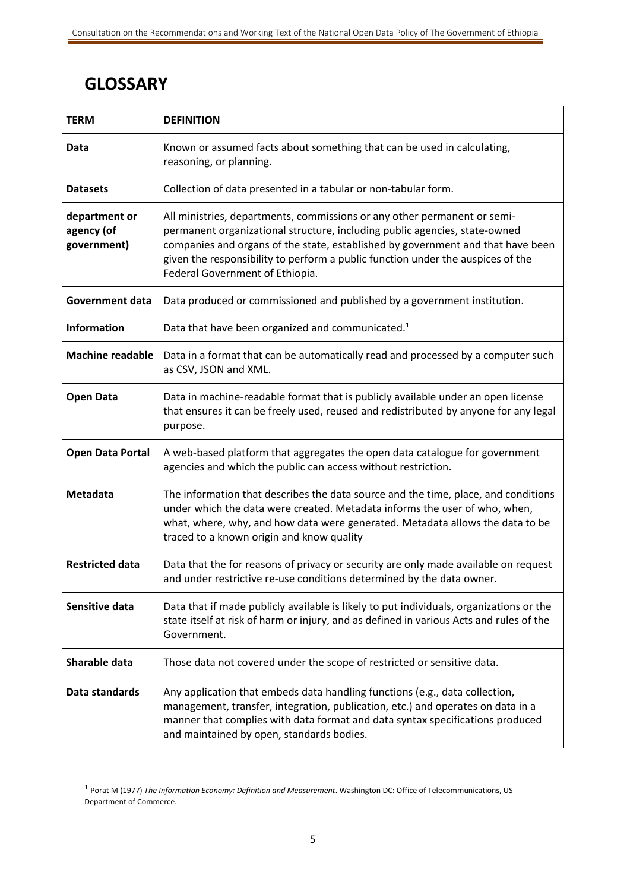# GLOSSARY

| TERM | DEFINITION |
|---|---|
| **Data** | Known or assumed facts about something that can be used in calculating, reasoning, or planning. |
| **Datasets** | Collection of data presented in a tabular or non-tabular form. |
| **department or agency (of government)** | All ministries, departments, commissions or any other permanent or semi-permanent organizational structure, including public agencies, state-owned companies and organs of the state, established by government and that have been given the responsibility to perform a public function under the auspices of the Federal Government of Ethiopia. |
| **Government data** | Data produced or commissioned and published by a government institution. |
| **Information** | Data that have been organized and communicated.[1] |
| **Machine readable** | Data in a format that can be automatically read and processed by a computer such as CSV, JSON and XML. |
| **Open Data** | Data in machine-readable format that is publicly available under an open license that ensures it can be freely used, reused and redistributed by anyone for any legal purpose. |
| **Open Data Portal** | A web-based platform that aggregates the open data catalogue for government agencies and which the public can access without restriction. |
| **Metadata** | The information that describes the data source and the time, place, and conditions under which the data were created. Metadata informs the user of who, when, what, where, why, and how data were generated. Metadata allows the data to be traced to a known origin and know quality |
| **Restricted data** | Data that the for reasons of privacy or security are only made available on request and under restrictive re-use conditions determined by the data owner. |
| **Sensitive data** | Data that if made publicly available is likely to put individuals, organizations or the state itself at risk of harm or injury, and as defined in various Acts and rules of the Government. |
| **Sharable data** | Those data not covered under the scope of restricted or sensitive data. |
| **Data standards** | Any application that embeds data handling functions (e.g., data collection, management, transfer, integration, publication, etc.) and operates on data in a manner that complies with data format and data syntax specifications produced and maintained by open, standards bodies. |

[1] Porat M (1977) *The Information Economy: Definition and Measurement*. Washington DC: Office of Telecommunications, US Department of Commerce.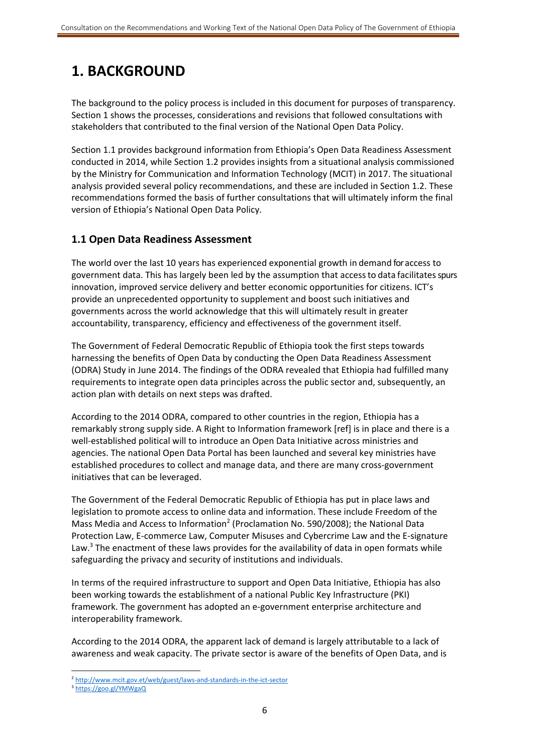# 1. BACKGROUND

The background to the policy process is included in this document for purposes of transparency. Section 1 shows the processes, considerations and revisions that followed consultations with stakeholders that contributed to the final version of the National Open Data Policy.

Section 1.1 provides background information from Ethiopia's Open Data Readiness Assessment conducted in 2014, while Section 1.2 provides insights from a situational analysis commissioned by the Ministry for Communication and Information Technology (MCIT) in 2017. The situational analysis provided several policy recommendations, and these are included in Section 1.2. These recommendations formed the basis of further consultations that will ultimately inform the final version of Ethiopia's National Open Data Policy.

## 1.1 Open Data Readiness Assessment

The world over the last 10 years has experienced exponential growth in demand for access to government data. This has largely been led by the assumption that access to data facilitates spurs innovation, improved service delivery and better economic opportunities for citizens. ICT's provide an unprecedented opportunity to supplement and boost such initiatives and governments across the world acknowledge that this will ultimately result in greater accountability, transparency, efficiency and effectiveness of the government itself.

The Government of Federal Democratic Republic of Ethiopia took the first steps towards harnessing the benefits of Open Data by conducting the Open Data Readiness Assessment (ODRA) Study in June 2014. The findings of the ODRA revealed that Ethiopia had fulfilled many requirements to integrate open data principles across the public sector and, subsequently, an action plan with details on next steps was drafted.

According to the 2014 ODRA, compared to other countries in the region, Ethiopia has a remarkably strong supply side. A Right to Information framework [ref] is in place and there is a well-established political will to introduce an Open Data Initiative across ministries and agencies. The national Open Data Portal has been launched and several key ministries have established procedures to collect and manage data, and there are many cross-government initiatives that can be leveraged.

The Government of the Federal Democratic Republic of Ethiopia has put in place laws and legislation to promote access to online data and information. These include Freedom of the Mass Media and Access to Information[2] (Proclamation No. 590/2008); the National Data Protection Law, E-commerce Law, Computer Misuses and Cybercrime Law and the E-signature Law.[3] The enactment of these laws provides for the availability of data in open formats while safeguarding the privacy and security of institutions and individuals.

In terms of the required infrastructure to support and Open Data Initiative, Ethiopia has also been working towards the establishment of a national Public Key Infrastructure (PKI) framework. The government has adopted an e-government enterprise architecture and interoperability framework.

According to the 2014 ODRA, the apparent lack of demand is largely attributable to a lack of awareness and weak capacity. The private sector is aware of the benefits of Open Data, and is

---

[2] http://www.mcit.gov.et/web/guest/laws-and-standards-in-the-ict-sector

[3] https://goo.gl/YMWgaQ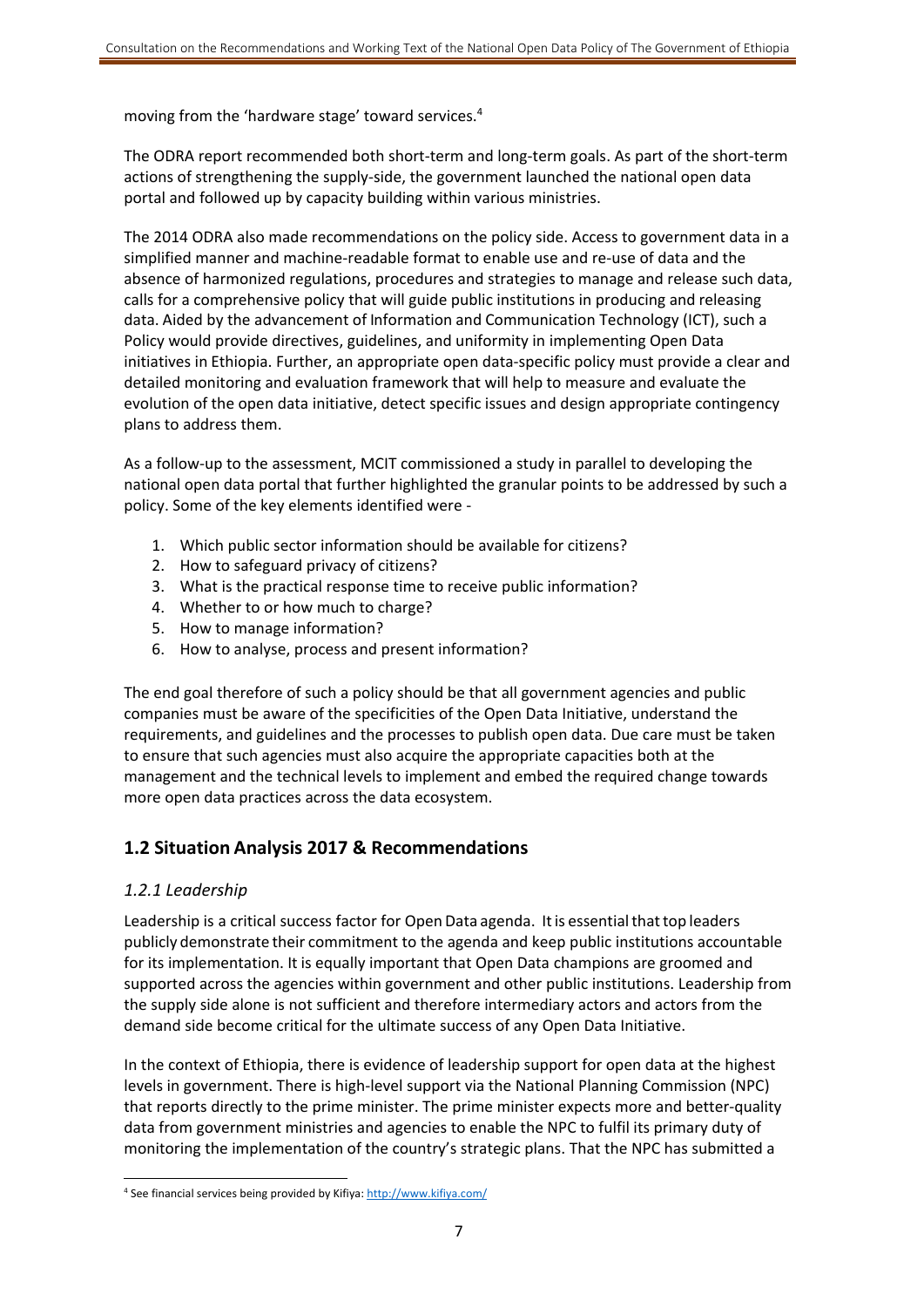moving from the 'hardware stage' toward services.[4]

The ODRA report recommended both short-term and long-term goals. As part of the short-term actions of strengthening the supply-side, the government launched the national open data portal and followed up by capacity building within various ministries.

The 2014 ODRA also made recommendations on the policy side. Access to government data in a simplified manner and machine-readable format to enable use and re-use of data and the absence of harmonized regulations, procedures and strategies to manage and release such data, calls for a comprehensive policy that will guide public institutions in producing and releasing data. Aided by the advancement of Information and Communication Technology (ICT), such a Policy would provide directives, guidelines, and uniformity in implementing Open Data initiatives in Ethiopia. Further, an appropriate open data-specific policy must provide a clear and detailed monitoring and evaluation framework that will help to measure and evaluate the evolution of the open data initiative, detect specific issues and design appropriate contingency plans to address them.

As a follow-up to the assessment, MCIT commissioned a study in parallel to developing the national open data portal that further highlighted the granular points to be addressed by such a policy. Some of the key elements identified were -

1. Which public sector information should be available for citizens?
2. How to safeguard privacy of citizens?
3. What is the practical response time to receive public information?
4. Whether to or how much to charge?
5. How to manage information?
6. How to analyse, process and present information?

The end goal therefore of such a policy should be that all government agencies and public companies must be aware of the specificities of the Open Data Initiative, understand the requirements, and guidelines and the processes to publish open data. Due care must be taken to ensure that such agencies must also acquire the appropriate capacities both at the management and the technical levels to implement and embed the required change towards more open data practices across the data ecosystem.

## 1.2 Situation Analysis 2017 & Recommendations

### *1.2.1 Leadership*

Leadership is a critical success factor for Open Data agenda. It is essential that top leaders publicly demonstrate their commitment to the agenda and keep public institutions accountable for its implementation. It is equally important that Open Data champions are groomed and supported across the agencies within government and other public institutions. Leadership from the supply side alone is not sufficient and therefore intermediary actors and actors from the demand side become critical for the ultimate success of any Open Data Initiative.

In the context of Ethiopia, there is evidence of leadership support for open data at the highest levels in government. There is high-level support via the National Planning Commission (NPC) that reports directly to the prime minister. The prime minister expects more and better-quality data from government ministries and agencies to enable the NPC to fulfil its primary duty of monitoring the implementation of the country's strategic plans. That the NPC has submitted a

[4] See financial services being provided by Kifiya: http://www.kifiya.com/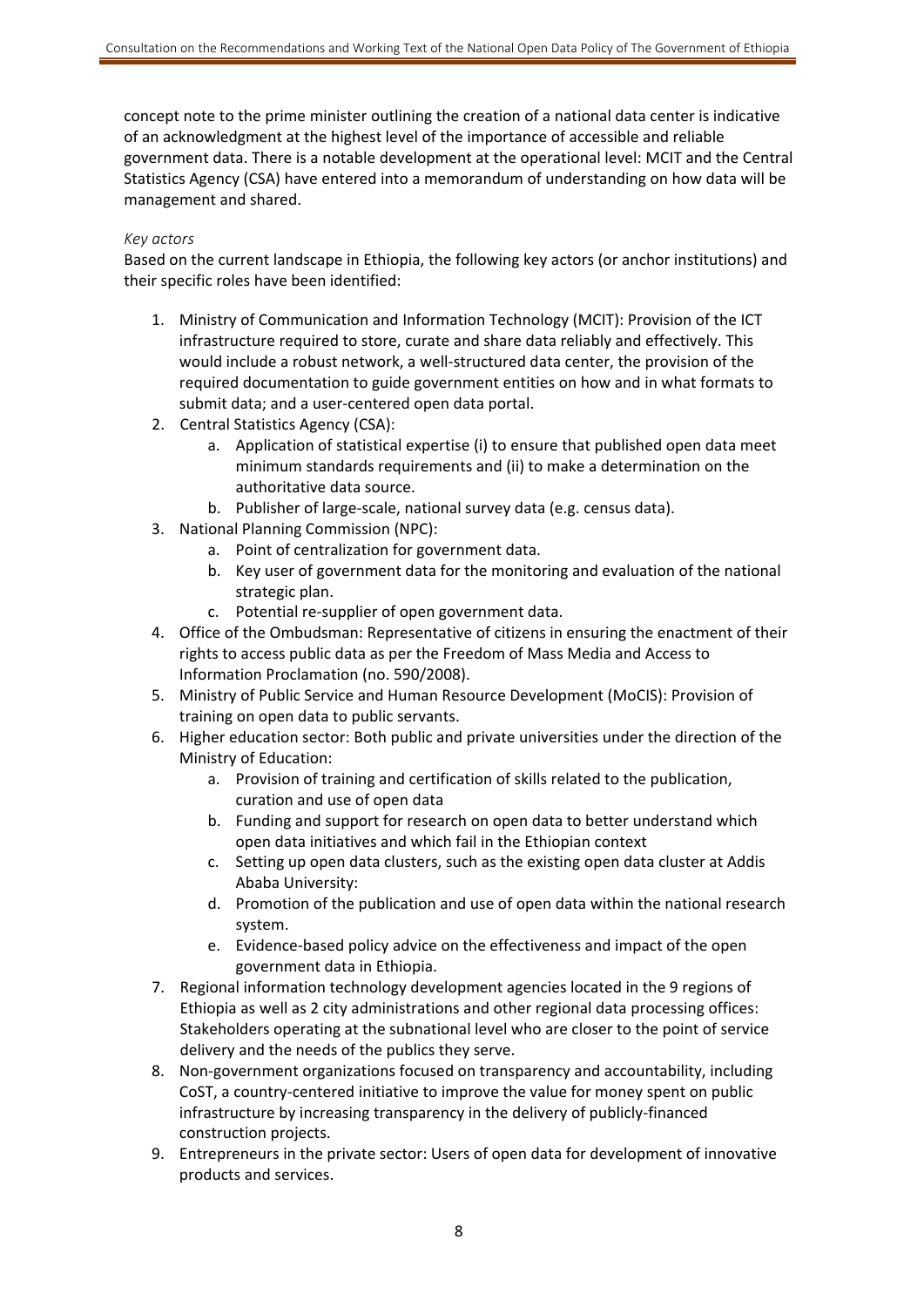concept note to the prime minister outlining the creation of a national data center is indicative of an acknowledgment at the highest level of the importance of accessible and reliable government data. There is a notable development at the operational level: MCIT and the Central Statistics Agency (CSA) have entered into a memorandum of understanding on how data will be management and shared.

*Key actors*

Based on the current landscape in Ethiopia, the following key actors (or anchor institutions) and their specific roles have been identified:

1. Ministry of Communication and Information Technology (MCIT): Provision of the ICT infrastructure required to store, curate and share data reliably and effectively. This would include a robust network, a well-structured data center, the provision of the required documentation to guide government entities on how and in what formats to submit data; and a user-centered open data portal.
2. Central Statistics Agency (CSA):
    a. Application of statistical expertise (i) to ensure that published open data meet minimum standards requirements and (ii) to make a determination on the authoritative data source.
    b. Publisher of large-scale, national survey data (e.g. census data).
3. National Planning Commission (NPC):
    a. Point of centralization for government data.
    b. Key user of government data for the monitoring and evaluation of the national strategic plan.
    c. Potential re-supplier of open government data.
4. Office of the Ombudsman: Representative of citizens in ensuring the enactment of their rights to access public data as per the Freedom of Mass Media and Access to Information Proclamation (no. 590/2008).
5. Ministry of Public Service and Human Resource Development (MoCIS): Provision of training on open data to public servants.
6. Higher education sector: Both public and private universities under the direction of the Ministry of Education:
    a. Provision of training and certification of skills related to the publication, curation and use of open data
    b. Funding and support for research on open data to better understand which open data initiatives and which fail in the Ethiopian context
    c. Setting up open data clusters, such as the existing open data cluster at Addis Ababa University:
    d. Promotion of the publication and use of open data within the national research system.
    e. Evidence-based policy advice on the effectiveness and impact of the open government data in Ethiopia.
7. Regional information technology development agencies located in the 9 regions of Ethiopia as well as 2 city administrations and other regional data processing offices: Stakeholders operating at the subnational level who are closer to the point of service delivery and the needs of the publics they serve.
8. Non-government organizations focused on transparency and accountability, including CoST, a country-centered initiative to improve the value for money spent on public infrastructure by increasing transparency in the delivery of publicly-financed construction projects.
9. Entrepreneurs in the private sector: Users of open data for development of innovative products and services.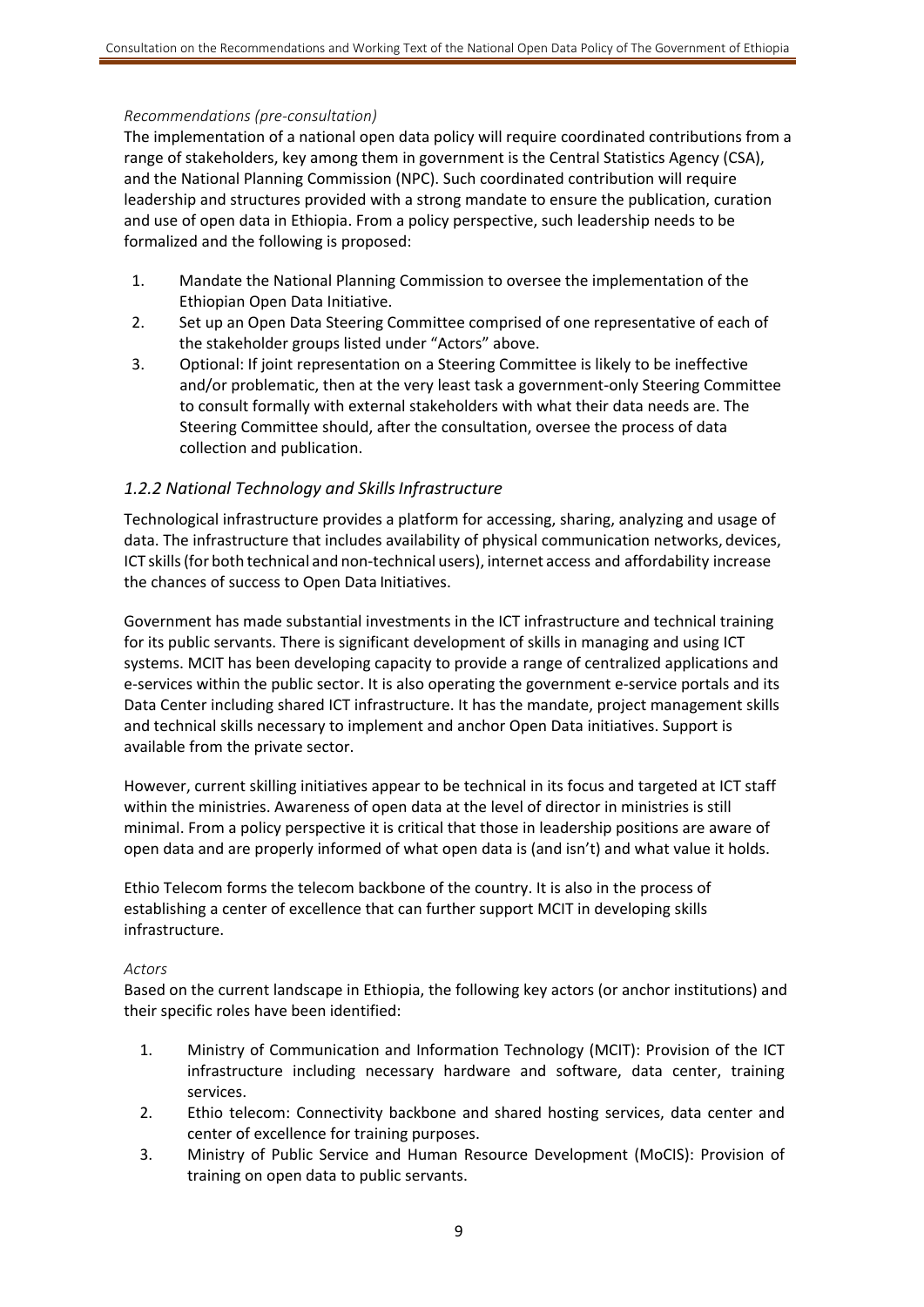*Recommendations (pre-consultation)*

The implementation of a national open data policy will require coordinated contributions from a range of stakeholders, key among them in government is the Central Statistics Agency (CSA), and the National Planning Commission (NPC). Such coordinated contribution will require leadership and structures provided with a strong mandate to ensure the publication, curation and use of open data in Ethiopia. From a policy perspective, such leadership needs to be formalized and the following is proposed:

1. Mandate the National Planning Commission to oversee the implementation of the Ethiopian Open Data Initiative.
2. Set up an Open Data Steering Committee comprised of one representative of each of the stakeholder groups listed under "Actors" above.
3. Optional: If joint representation on a Steering Committee is likely to be ineffective and/or problematic, then at the very least task a government-only Steering Committee to consult formally with external stakeholders with what their data needs are. The Steering Committee should, after the consultation, oversee the process of data collection and publication.

### *1.2.2 National Technology and Skills Infrastructure*

Technological infrastructure provides a platform for accessing, sharing, analyzing and usage of data. The infrastructure that includes availability of physical communication networks, devices, ICT skills (for both technical and non-technical users), internet access and affordability increase the chances of success to Open Data Initiatives.

Government has made substantial investments in the ICT infrastructure and technical training for its public servants. There is significant development of skills in managing and using ICT systems. MCIT has been developing capacity to provide a range of centralized applications and e-services within the public sector. It is also operating the government e-service portals and its Data Center including shared ICT infrastructure. It has the mandate, project management skills and technical skills necessary to implement and anchor Open Data initiatives. Support is available from the private sector.

However, current skilling initiatives appear to be technical in its focus and targeted at ICT staff within the ministries. Awareness of open data at the level of director in ministries is still minimal. From a policy perspective it is critical that those in leadership positions are aware of open data and are properly informed of what open data is (and isn't) and what value it holds.

Ethio Telecom forms the telecom backbone of the country. It is also in the process of establishing a center of excellence that can further support MCIT in developing skills infrastructure.

*Actors*

Based on the current landscape in Ethiopia, the following key actors (or anchor institutions) and their specific roles have been identified:

1. Ministry of Communication and Information Technology (MCIT): Provision of the ICT infrastructure including necessary hardware and software, data center, training services.
2. Ethio telecom: Connectivity backbone and shared hosting services, data center and center of excellence for training purposes.
3. Ministry of Public Service and Human Resource Development (MoCIS): Provision of training on open data to public servants.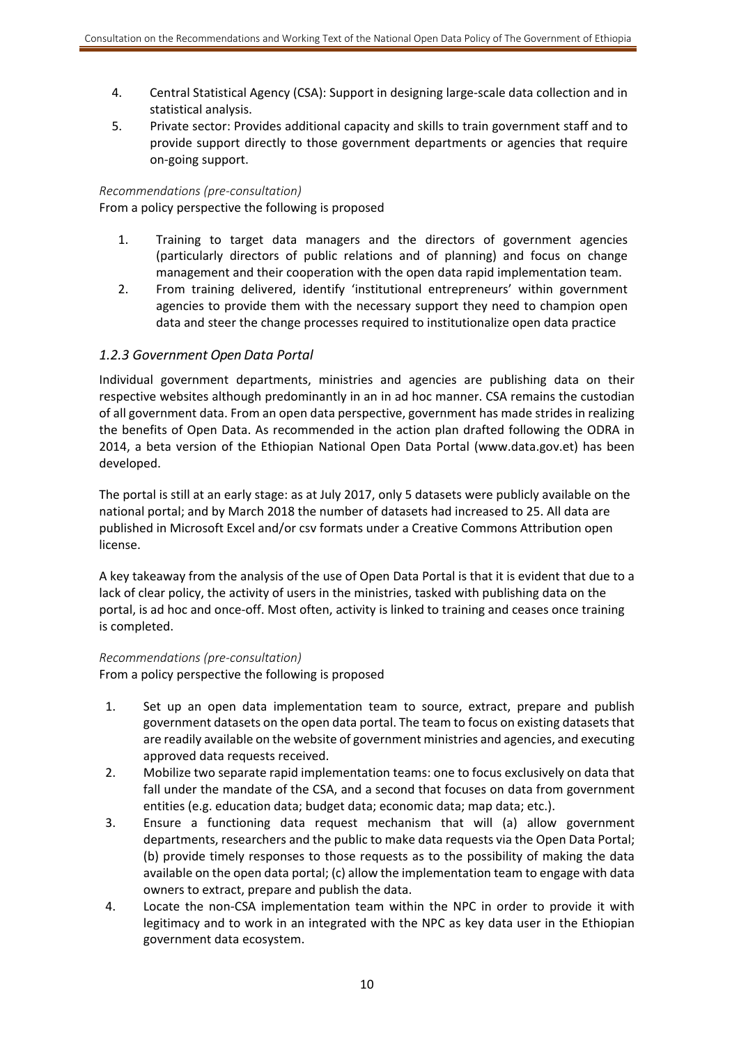4. Central Statistical Agency (CSA): Support in designing large-scale data collection and in statistical analysis.
5. Private sector: Provides additional capacity and skills to train government staff and to provide support directly to those government departments or agencies that require on-going support.

*Recommendations (pre-consultation)*

From a policy perspective the following is proposed

1. Training to target data managers and the directors of government agencies (particularly directors of public relations and of planning) and focus on change management and their cooperation with the open data rapid implementation team.
2. From training delivered, identify 'institutional entrepreneurs' within government agencies to provide them with the necessary support they need to champion open data and steer the change processes required to institutionalize open data practice

### *1.2.3 Government Open Data Portal*

Individual government departments, ministries and agencies are publishing data on their respective websites although predominantly in an in ad hoc manner. CSA remains the custodian of all government data. From an open data perspective, government has made strides in realizing the benefits of Open Data. As recommended in the action plan drafted following the ODRA in 2014, a beta version of the Ethiopian National Open Data Portal (www.data.gov.et) has been developed.

The portal is still at an early stage: as at July 2017, only 5 datasets were publicly available on the national portal; and by March 2018 the number of datasets had increased to 25. All data are published in Microsoft Excel and/or csv formats under a Creative Commons Attribution open license.

A key takeaway from the analysis of the use of Open Data Portal is that it is evident that due to a lack of clear policy, the activity of users in the ministries, tasked with publishing data on the portal, is ad hoc and once-off. Most often, activity is linked to training and ceases once training is completed.

*Recommendations (pre-consultation)*

From a policy perspective the following is proposed

1. Set up an open data implementation team to source, extract, prepare and publish government datasets on the open data portal. The team to focus on existing datasets that are readily available on the website of government ministries and agencies, and executing approved data requests received.
2. Mobilize two separate rapid implementation teams: one to focus exclusively on data that fall under the mandate of the CSA, and a second that focuses on data from government entities (e.g. education data; budget data; economic data; map data; etc.).
3. Ensure a functioning data request mechanism that will (a) allow government departments, researchers and the public to make data requests via the Open Data Portal; (b) provide timely responses to those requests as to the possibility of making the data available on the open data portal; (c) allow the implementation team to engage with data owners to extract, prepare and publish the data.
4. Locate the non-CSA implementation team within the NPC in order to provide it with legitimacy and to work in an integrated with the NPC as key data user in the Ethiopian government data ecosystem.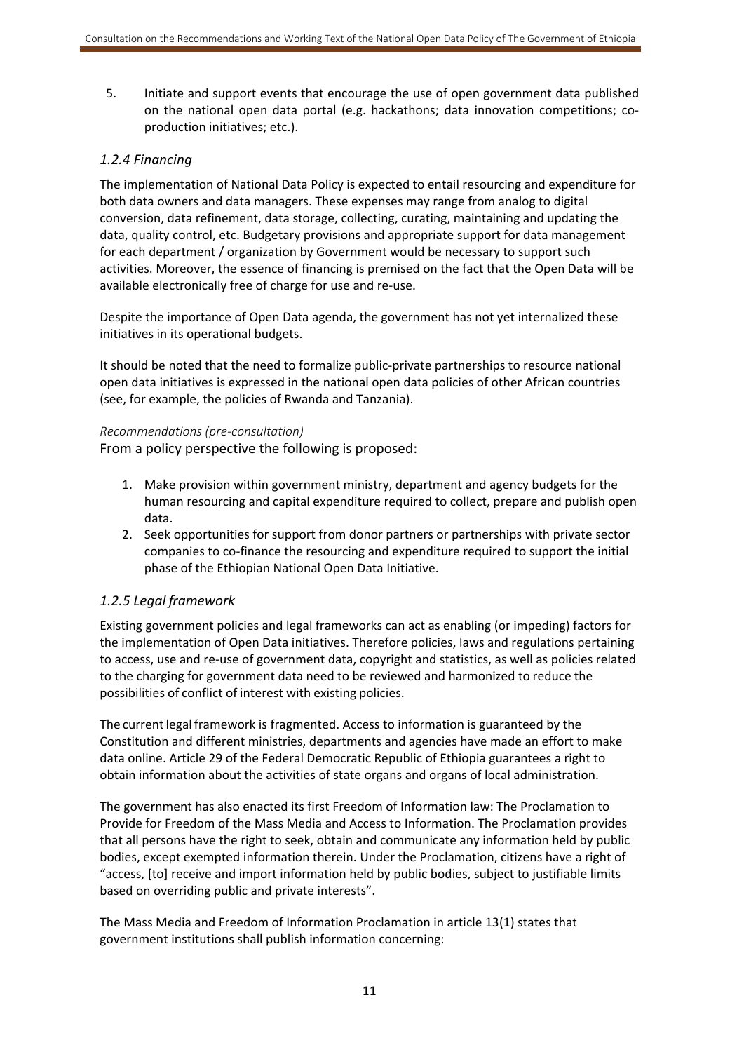5. Initiate and support events that encourage the use of open government data published on the national open data portal (e.g. hackathons; data innovation competitions; co-production initiatives; etc.).

### *1.2.4 Financing*

The implementation of National Data Policy is expected to entail resourcing and expenditure for both data owners and data managers. These expenses may range from analog to digital conversion, data refinement, data storage, collecting, curating, maintaining and updating the data, quality control, etc. Budgetary provisions and appropriate support for data management for each department / organization by Government would be necessary to support such activities. Moreover, the essence of financing is premised on the fact that the Open Data will be available electronically free of charge for use and re-use.

Despite the importance of Open Data agenda, the government has not yet internalized these initiatives in its operational budgets.

It should be noted that the need to formalize public-private partnerships to resource national open data initiatives is expressed in the national open data policies of other African countries (see, for example, the policies of Rwanda and Tanzania).

*Recommendations (pre-consultation)*

From a policy perspective the following is proposed:

1. Make provision within government ministry, department and agency budgets for the human resourcing and capital expenditure required to collect, prepare and publish open data.
2. Seek opportunities for support from donor partners or partnerships with private sector companies to co-finance the resourcing and expenditure required to support the initial phase of the Ethiopian National Open Data Initiative.

### *1.2.5 Legal framework*

Existing government policies and legal frameworks can act as enabling (or impeding) factors for the implementation of Open Data initiatives. Therefore policies, laws and regulations pertaining to access, use and re-use of government data, copyright and statistics, as well as policies related to the charging for government data need to be reviewed and harmonized to reduce the possibilities of conflict of interest with existing policies.

The current legal framework is fragmented. Access to information is guaranteed by the Constitution and different ministries, departments and agencies have made an effort to make data online. Article 29 of the Federal Democratic Republic of Ethiopia guarantees a right to obtain information about the activities of state organs and organs of local administration.

The government has also enacted its first Freedom of Information law: The Proclamation to Provide for Freedom of the Mass Media and Access to Information. The Proclamation provides that all persons have the right to seek, obtain and communicate any information held by public bodies, except exempted information therein. Under the Proclamation, citizens have a right of "access, [to] receive and import information held by public bodies, subject to justifiable limits based on overriding public and private interests".

The Mass Media and Freedom of Information Proclamation in article 13(1) states that government institutions shall publish information concerning: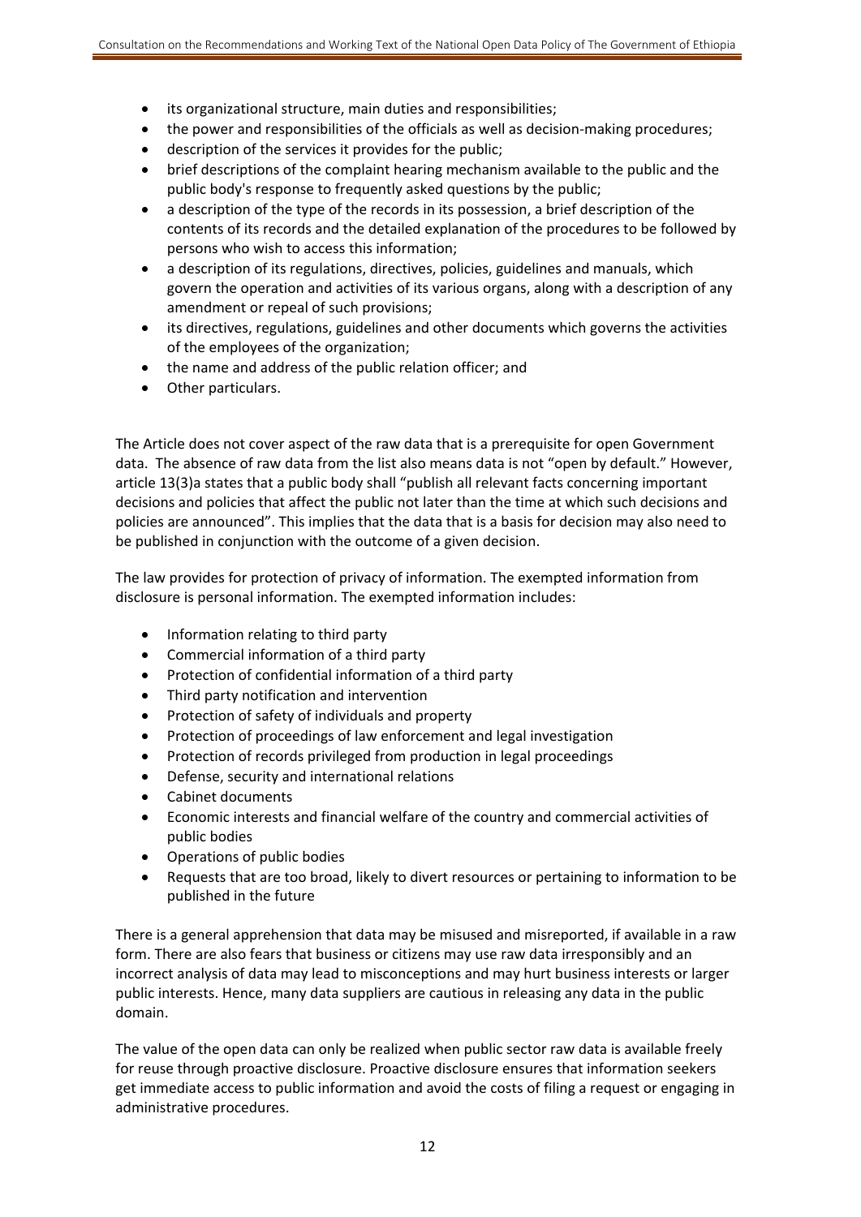- its organizational structure, main duties and responsibilities;
- the power and responsibilities of the officials as well as decision-making procedures;
- description of the services it provides for the public;
- brief descriptions of the complaint hearing mechanism available to the public and the public body's response to frequently asked questions by the public;
- a description of the type of the records in its possession, a brief description of the contents of its records and the detailed explanation of the procedures to be followed by persons who wish to access this information;
- a description of its regulations, directives, policies, guidelines and manuals, which govern the operation and activities of its various organs, along with a description of any amendment or repeal of such provisions;
- its directives, regulations, guidelines and other documents which governs the activities of the employees of the organization;
- the name and address of the public relation officer; and
- Other particulars.

The Article does not cover aspect of the raw data that is a prerequisite for open Government data. The absence of raw data from the list also means data is not "open by default." However, article 13(3)a states that a public body shall "publish all relevant facts concerning important decisions and policies that affect the public not later than the time at which such decisions and policies are announced". This implies that the data that is a basis for decision may also need to be published in conjunction with the outcome of a given decision.

The law provides for protection of privacy of information. The exempted information from disclosure is personal information. The exempted information includes:

- Information relating to third party
- Commercial information of a third party
- Protection of confidential information of a third party
- Third party notification and intervention
- Protection of safety of individuals and property
- Protection of proceedings of law enforcement and legal investigation
- Protection of records privileged from production in legal proceedings
- Defense, security and international relations
- Cabinet documents
- Economic interests and financial welfare of the country and commercial activities of public bodies
- Operations of public bodies
- Requests that are too broad, likely to divert resources or pertaining to information to be published in the future

There is a general apprehension that data may be misused and misreported, if available in a raw form. There are also fears that business or citizens may use raw data irresponsibly and an incorrect analysis of data may lead to misconceptions and may hurt business interests or larger public interests. Hence, many data suppliers are cautious in releasing any data in the public domain.

The value of the open data can only be realized when public sector raw data is available freely for reuse through proactive disclosure. Proactive disclosure ensures that information seekers get immediate access to public information and avoid the costs of filing a request or engaging in administrative procedures.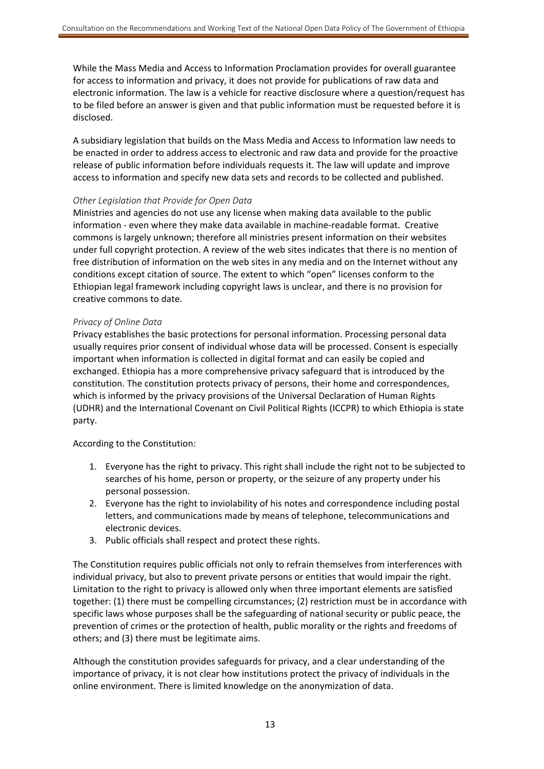While the Mass Media and Access to Information Proclamation provides for overall guarantee for access to information and privacy, it does not provide for publications of raw data and electronic information. The law is a vehicle for reactive disclosure where a question/request has to be filed before an answer is given and that public information must be requested before it is disclosed.

A subsidiary legislation that builds on the Mass Media and Access to Information law needs to be enacted in order to address access to electronic and raw data and provide for the proactive release of public information before individuals requests it. The law will update and improve access to information and specify new data sets and records to be collected and published.

*Other Legislation that Provide for Open Data*

Ministries and agencies do not use any license when making data available to the public information - even where they make data available in machine-readable format. Creative commons is largely unknown; therefore all ministries present information on their websites under full copyright protection. A review of the web sites indicates that there is no mention of free distribution of information on the web sites in any media and on the Internet without any conditions except citation of source. The extent to which "open" licenses conform to the Ethiopian legal framework including copyright laws is unclear, and there is no provision for creative commons to date.

*Privacy of Online Data*

Privacy establishes the basic protections for personal information. Processing personal data usually requires prior consent of individual whose data will be processed. Consent is especially important when information is collected in digital format and can easily be copied and exchanged. Ethiopia has a more comprehensive privacy safeguard that is introduced by the constitution. The constitution protects privacy of persons, their home and correspondences, which is informed by the privacy provisions of the Universal Declaration of Human Rights (UDHR) and the International Covenant on Civil Political Rights (ICCPR) to which Ethiopia is state party.

According to the Constitution:

1. Everyone has the right to privacy. This right shall include the right not to be subjected to searches of his home, person or property, or the seizure of any property under his personal possession.
2. Everyone has the right to inviolability of his notes and correspondence including postal letters, and communications made by means of telephone, telecommunications and electronic devices.
3. Public officials shall respect and protect these rights.

The Constitution requires public officials not only to refrain themselves from interferences with individual privacy, but also to prevent private persons or entities that would impair the right. Limitation to the right to privacy is allowed only when three important elements are satisfied together: (1) there must be compelling circumstances; (2) restriction must be in accordance with specific laws whose purposes shall be the safeguarding of national security or public peace, the prevention of crimes or the protection of health, public morality or the rights and freedoms of others; and (3) there must be legitimate aims.

Although the constitution provides safeguards for privacy, and a clear understanding of the importance of privacy, it is not clear how institutions protect the privacy of individuals in the online environment. There is limited knowledge on the anonymization of data.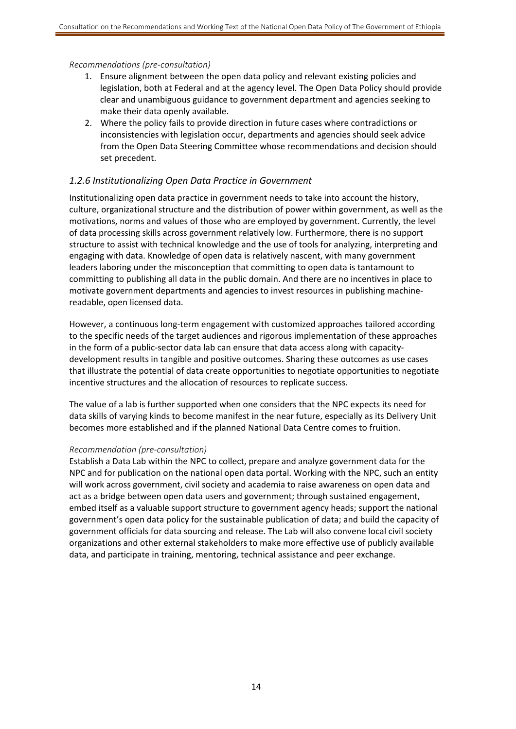*Recommendations (pre-consultation)*

1. Ensure alignment between the open data policy and relevant existing policies and legislation, both at Federal and at the agency level. The Open Data Policy should provide clear and unambiguous guidance to government department and agencies seeking to make their data openly available.
2. Where the policy fails to provide direction in future cases where contradictions or inconsistencies with legislation occur, departments and agencies should seek advice from the Open Data Steering Committee whose recommendations and decision should set precedent.

### *1.2.6 Institutionalizing Open Data Practice in Government*

Institutionalizing open data practice in government needs to take into account the history, culture, organizational structure and the distribution of power within government, as well as the motivations, norms and values of those who are employed by government. Currently, the level of data processing skills across government relatively low. Furthermore, there is no support structure to assist with technical knowledge and the use of tools for analyzing, interpreting and engaging with data. Knowledge of open data is relatively nascent, with many government leaders laboring under the misconception that committing to open data is tantamount to committing to publishing all data in the public domain. And there are no incentives in place to motivate government departments and agencies to invest resources in publishing machine-readable, open licensed data.

However, a continuous long-term engagement with customized approaches tailored according to the specific needs of the target audiences and rigorous implementation of these approaches in the form of a public-sector data lab can ensure that data access along with capacity-development results in tangible and positive outcomes. Sharing these outcomes as use cases that illustrate the potential of data create opportunities to negotiate opportunities to negotiate incentive structures and the allocation of resources to replicate success.

The value of a lab is further supported when one considers that the NPC expects its need for data skills of varying kinds to become manifest in the near future, especially as its Delivery Unit becomes more established and if the planned National Data Centre comes to fruition.

*Recommendation (pre-consultation)*

Establish a Data Lab within the NPC to collect, prepare and analyze government data for the NPC and for publication on the national open data portal. Working with the NPC, such an entity will work across government, civil society and academia to raise awareness on open data and act as a bridge between open data users and government; through sustained engagement, embed itself as a valuable support structure to government agency heads; support the national government's open data policy for the sustainable publication of data; and build the capacity of government officials for data sourcing and release. The Lab will also convene local civil society organizations and other external stakeholders to make more effective use of publicly available data, and participate in training, mentoring, technical assistance and peer exchange.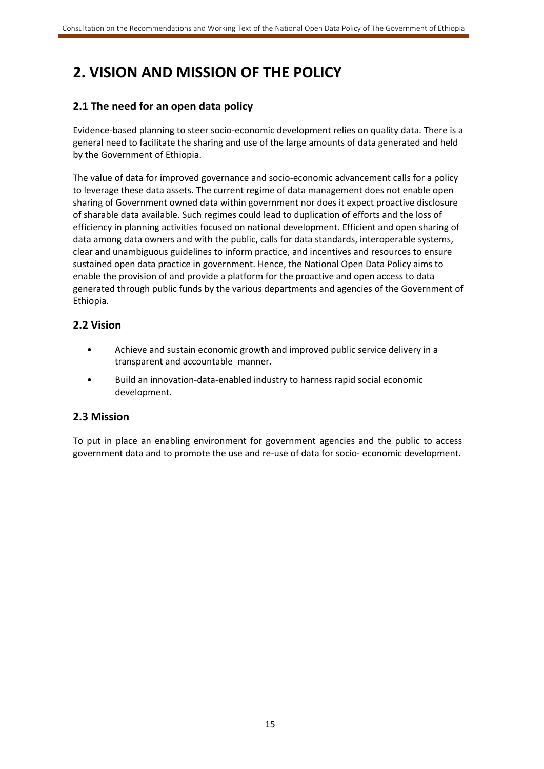# 2. VISION AND MISSION OF THE POLICY

## 2.1 The need for an open data policy

Evidence-based planning to steer socio-economic development relies on quality data. There is a general need to facilitate the sharing and use of the large amounts of data generated and held by the Government of Ethiopia.

The value of data for improved governance and socio-economic advancement calls for a policy to leverage these data assets. The current regime of data management does not enable open sharing of Government owned data within government nor does it expect proactive disclosure of sharable data available. Such regimes could lead to duplication of efforts and the loss of efficiency in planning activities focused on national development. Efficient and open sharing of data among data owners and with the public, calls for data standards, interoperable systems, clear and unambiguous guidelines to inform practice, and incentives and resources to ensure sustained open data practice in government. Hence, the National Open Data Policy aims to enable the provision of and provide a platform for the proactive and open access to data generated through public funds by the various departments and agencies of the Government of Ethiopia.

## 2.2 Vision

- Achieve and sustain economic growth and improved public service delivery in a transparent and accountable manner.
- Build an innovation-data-enabled industry to harness rapid social economic development.

## 2.3 Mission

To put in place an enabling environment for government agencies and the public to access government data and to promote the use and re-use of data for socio- economic development.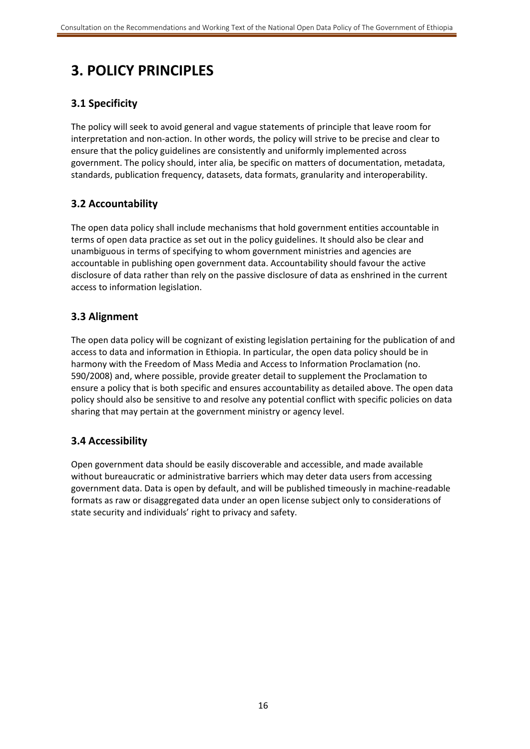# 3. POLICY PRINCIPLES

## 3.1 Specificity

The policy will seek to avoid general and vague statements of principle that leave room for interpretation and non-action. In other words, the policy will strive to be precise and clear to ensure that the policy guidelines are consistently and uniformly implemented across government. The policy should, inter alia, be specific on matters of documentation, metadata, standards, publication frequency, datasets, data formats, granularity and interoperability.

## 3.2 Accountability

The open data policy shall include mechanisms that hold government entities accountable in terms of open data practice as set out in the policy guidelines. It should also be clear and unambiguous in terms of specifying to whom government ministries and agencies are accountable in publishing open government data. Accountability should favour the active disclosure of data rather than rely on the passive disclosure of data as enshrined in the current access to information legislation.

## 3.3 Alignment

The open data policy will be cognizant of existing legislation pertaining for the publication of and access to data and information in Ethiopia. In particular, the open data policy should be in harmony with the Freedom of Mass Media and Access to Information Proclamation (no. 590/2008) and, where possible, provide greater detail to supplement the Proclamation to ensure a policy that is both specific and ensures accountability as detailed above. The open data policy should also be sensitive to and resolve any potential conflict with specific policies on data sharing that may pertain at the government ministry or agency level.

## 3.4 Accessibility

Open government data should be easily discoverable and accessible, and made available without bureaucratic or administrative barriers which may deter data users from accessing government data. Data is open by default, and will be published timeously in machine-readable formats as raw or disaggregated data under an open license subject only to considerations of state security and individuals' right to privacy and safety.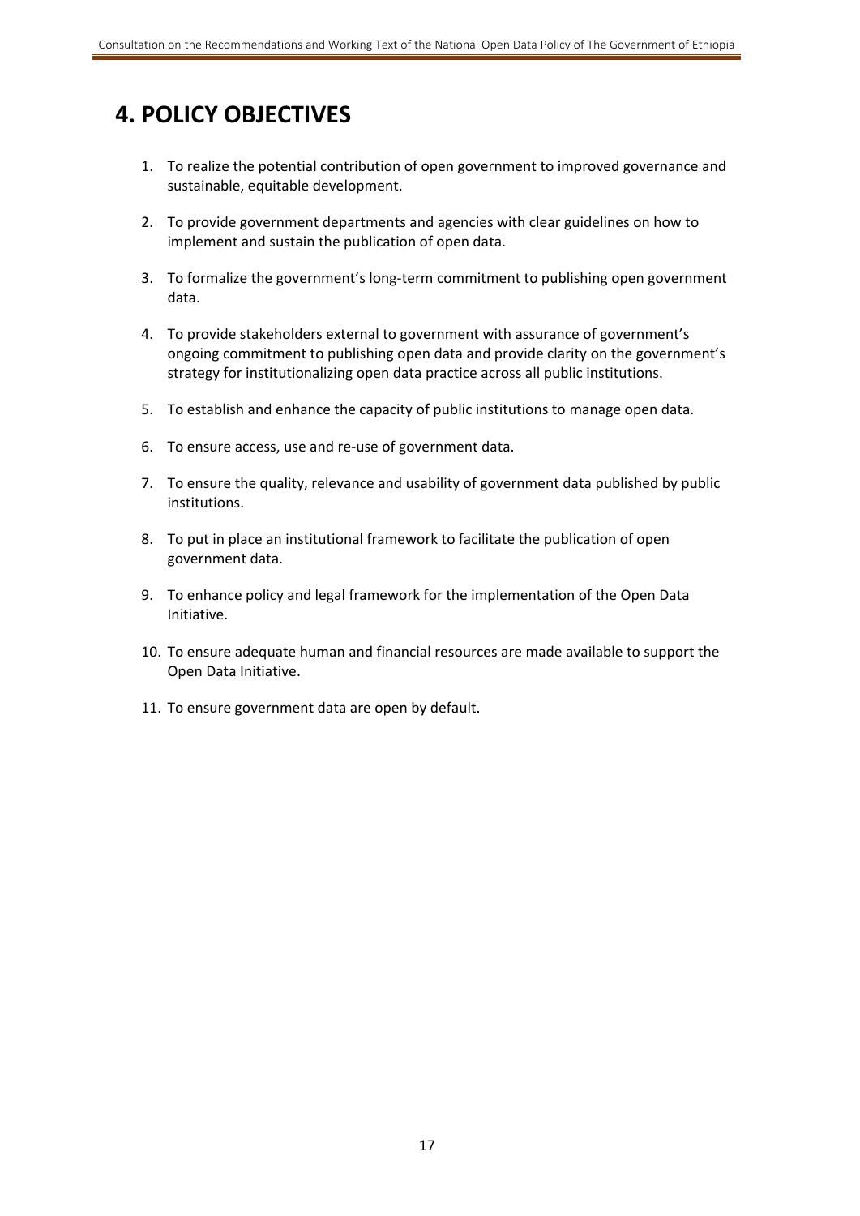# 4. POLICY OBJECTIVES

1. To realize the potential contribution of open government to improved governance and sustainable, equitable development.
2. To provide government departments and agencies with clear guidelines on how to implement and sustain the publication of open data.
3. To formalize the government's long-term commitment to publishing open government data.
4. To provide stakeholders external to government with assurance of government's ongoing commitment to publishing open data and provide clarity on the government's strategy for institutionalizing open data practice across all public institutions.
5. To establish and enhance the capacity of public institutions to manage open data.
6. To ensure access, use and re-use of government data.
7. To ensure the quality, relevance and usability of government data published by public institutions.
8. To put in place an institutional framework to facilitate the publication of open government data.
9. To enhance policy and legal framework for the implementation of the Open Data Initiative.
10. To ensure adequate human and financial resources are made available to support the Open Data Initiative.
11. To ensure government data are open by default.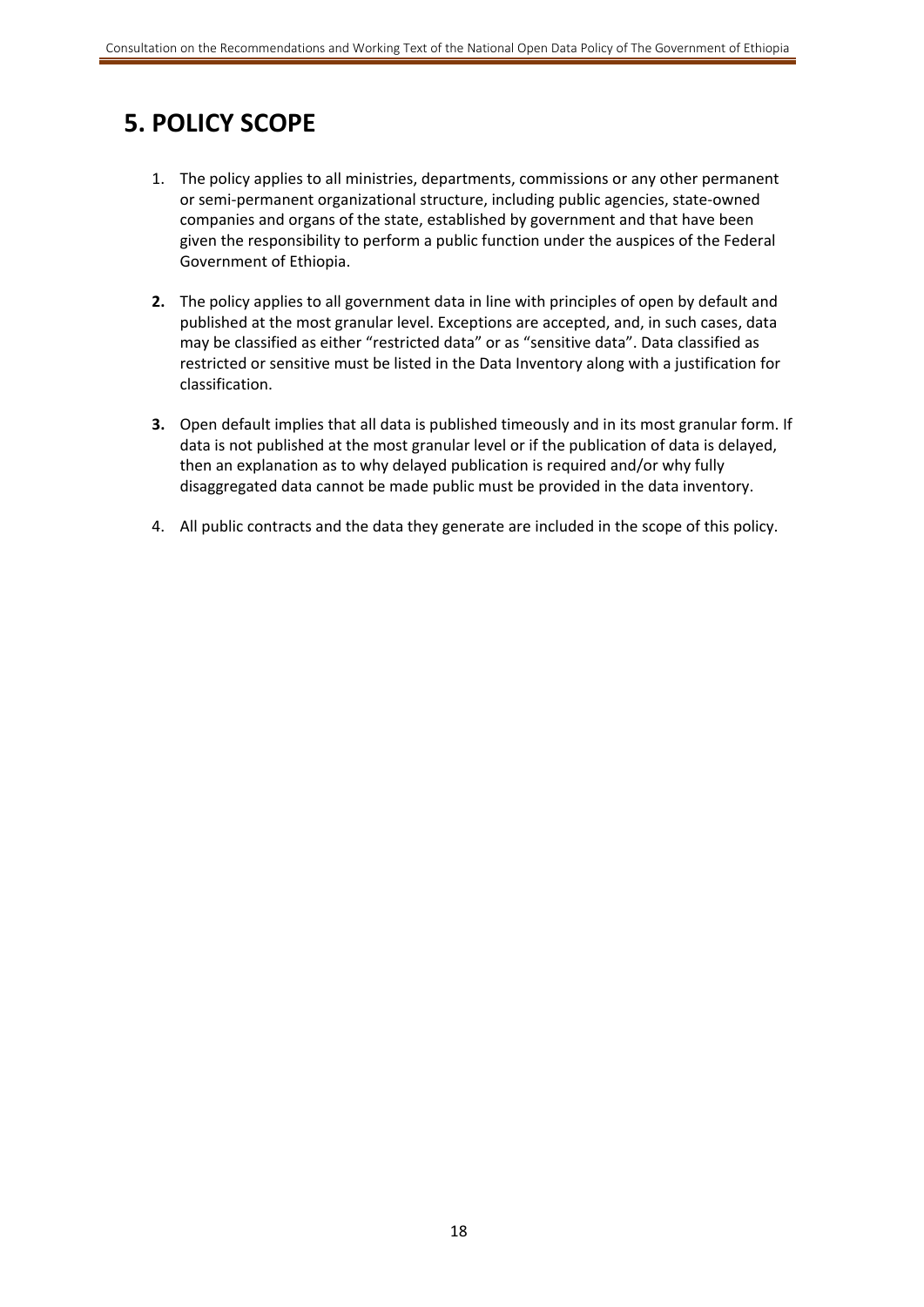# 5. POLICY SCOPE

1. The policy applies to all ministries, departments, commissions or any other permanent or semi-permanent organizational structure, including public agencies, state-owned companies and organs of the state, established by government and that have been given the responsibility to perform a public function under the auspices of the Federal Government of Ethiopia.

2. The policy applies to all government data in line with principles of open by default and published at the most granular level. Exceptions are accepted, and, in such cases, data may be classified as either "restricted data" or as "sensitive data". Data classified as restricted or sensitive must be listed in the Data Inventory along with a justification for classification.

3. Open default implies that all data is published timeously and in its most granular form. If data is not published at the most granular level or if the publication of data is delayed, then an explanation as to why delayed publication is required and/or why fully disaggregated data cannot be made public must be provided in the data inventory.

4. All public contracts and the data they generate are included in the scope of this policy.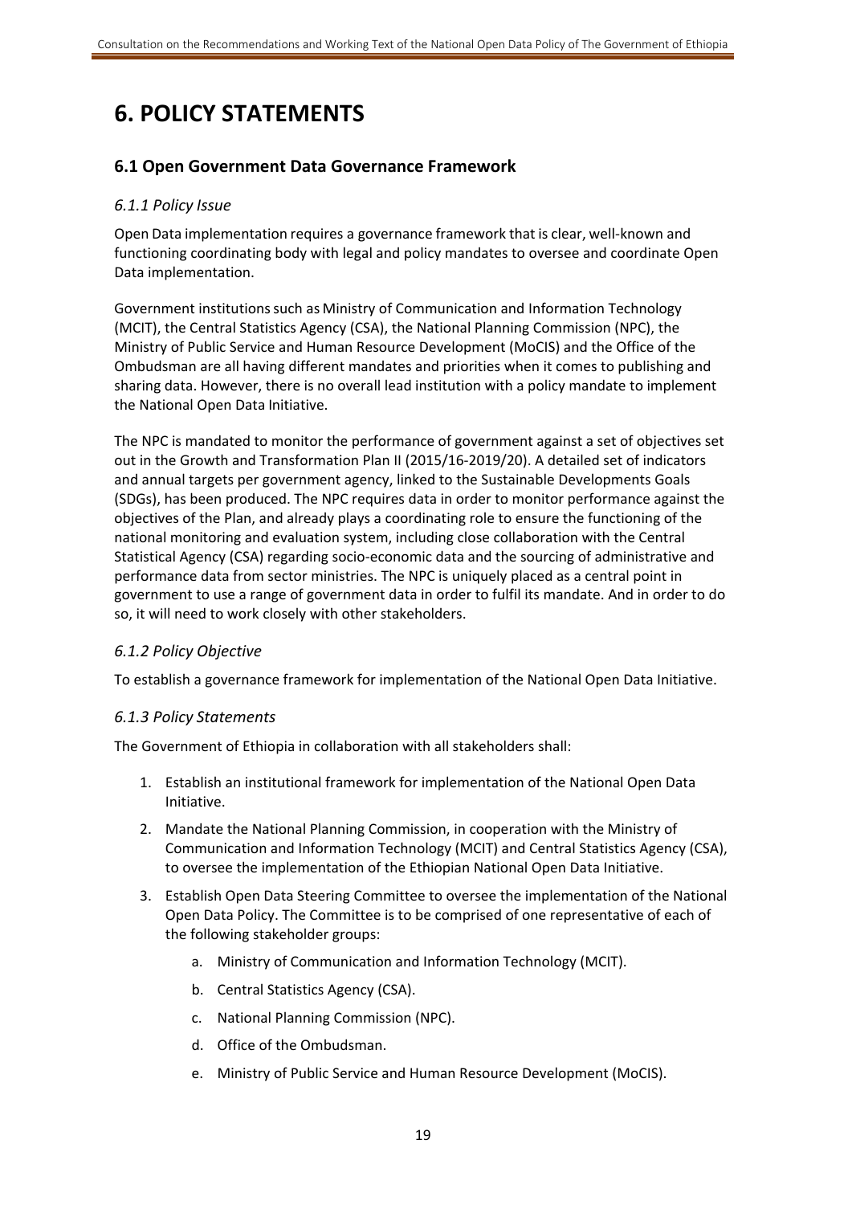# 6. POLICY STATEMENTS

## 6.1 Open Government Data Governance Framework

### *6.1.1 Policy Issue*

Open Data implementation requires a governance framework that is clear, well-known and functioning coordinating body with legal and policy mandates to oversee and coordinate Open Data implementation.

Government institutions such as Ministry of Communication and Information Technology (MCIT), the Central Statistics Agency (CSA), the National Planning Commission (NPC), the Ministry of Public Service and Human Resource Development (MoCIS) and the Office of the Ombudsman are all having different mandates and priorities when it comes to publishing and sharing data. However, there is no overall lead institution with a policy mandate to implement the National Open Data Initiative.

The NPC is mandated to monitor the performance of government against a set of objectives set out in the Growth and Transformation Plan II (2015/16-2019/20). A detailed set of indicators and annual targets per government agency, linked to the Sustainable Developments Goals (SDGs), has been produced. The NPC requires data in order to monitor performance against the objectives of the Plan, and already plays a coordinating role to ensure the functioning of the national monitoring and evaluation system, including close collaboration with the Central Statistical Agency (CSA) regarding socio-economic data and the sourcing of administrative and performance data from sector ministries. The NPC is uniquely placed as a central point in government to use a range of government data in order to fulfil its mandate. And in order to do so, it will need to work closely with other stakeholders.

### *6.1.2 Policy Objective*

To establish a governance framework for implementation of the National Open Data Initiative.

### *6.1.3 Policy Statements*

The Government of Ethiopia in collaboration with all stakeholders shall:

1. Establish an institutional framework for implementation of the National Open Data Initiative.
2. Mandate the National Planning Commission, in cooperation with the Ministry of Communication and Information Technology (MCIT) and Central Statistics Agency (CSA), to oversee the implementation of the Ethiopian National Open Data Initiative.
3. Establish Open Data Steering Committee to oversee the implementation of the National Open Data Policy. The Committee is to be comprised of one representative of each of the following stakeholder groups:
    a. Ministry of Communication and Information Technology (MCIT).
    b. Central Statistics Agency (CSA).
    c. National Planning Commission (NPC).
    d. Office of the Ombudsman.
    e. Ministry of Public Service and Human Resource Development (MoCIS).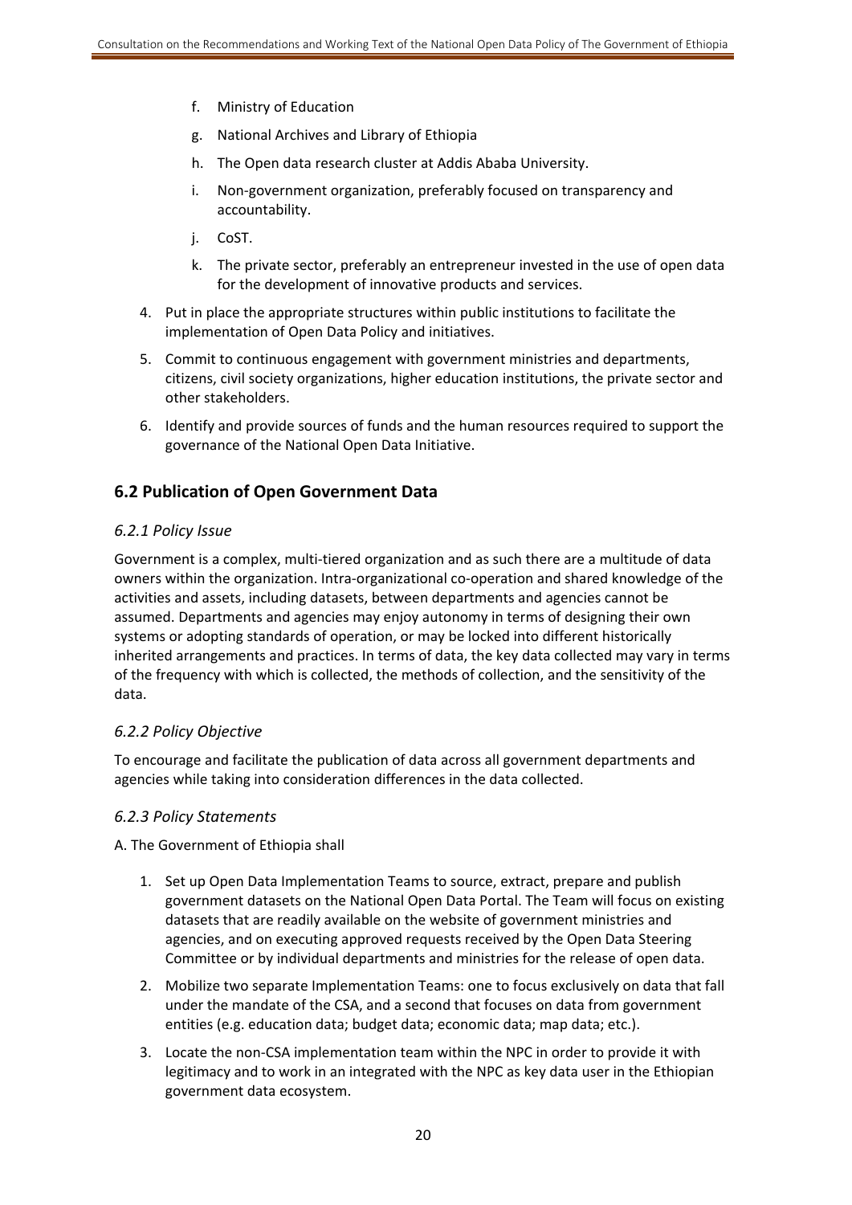f. Ministry of Education
   g. National Archives and Library of Ethiopia
   h. The Open data research cluster at Addis Ababa University.
   i. Non-government organization, preferably focused on transparency and accountability.
   j. CoST.
   k. The private sector, preferably an entrepreneur invested in the use of open data for the development of innovative products and services.

4. Put in place the appropriate structures within public institutions to facilitate the implementation of Open Data Policy and initiatives.
5. Commit to continuous engagement with government ministries and departments, citizens, civil society organizations, higher education institutions, the private sector and other stakeholders.
6. Identify and provide sources of funds and the human resources required to support the governance of the National Open Data Initiative.

## 6.2 Publication of Open Government Data

### *6.2.1 Policy Issue*

Government is a complex, multi-tiered organization and as such there are a multitude of data owners within the organization. Intra-organizational co-operation and shared knowledge of the activities and assets, including datasets, between departments and agencies cannot be assumed. Departments and agencies may enjoy autonomy in terms of designing their own systems or adopting standards of operation, or may be locked into different historically inherited arrangements and practices. In terms of data, the key data collected may vary in terms of the frequency with which is collected, the methods of collection, and the sensitivity of the data.

### *6.2.2 Policy Objective*

To encourage and facilitate the publication of data across all government departments and agencies while taking into consideration differences in the data collected.

### *6.2.3 Policy Statements*

A. The Government of Ethiopia shall

1. Set up Open Data Implementation Teams to source, extract, prepare and publish government datasets on the National Open Data Portal. The Team will focus on existing datasets that are readily available on the website of government ministries and agencies, and on executing approved requests received by the Open Data Steering Committee or by individual departments and ministries for the release of open data.
2. Mobilize two separate Implementation Teams: one to focus exclusively on data that fall under the mandate of the CSA, and a second that focuses on data from government entities (e.g. education data; budget data; economic data; map data; etc.).
3. Locate the non-CSA implementation team within the NPC in order to provide it with legitimacy and to work in an integrated with the NPC as key data user in the Ethiopian government data ecosystem.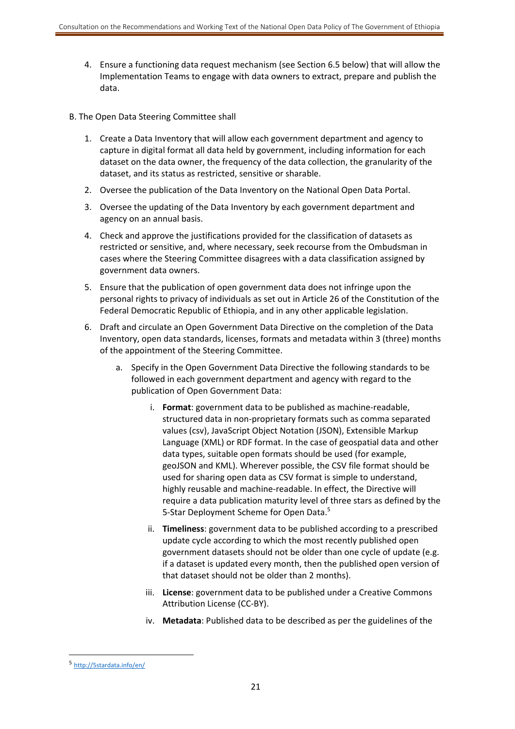4. Ensure a functioning data request mechanism (see Section 6.5 below) that will allow the Implementation Teams to engage with data owners to extract, prepare and publish the data.

B. The Open Data Steering Committee shall

1. Create a Data Inventory that will allow each government department and agency to capture in digital format all data held by government, including information for each dataset on the data owner, the frequency of the data collection, the granularity of the dataset, and its status as restricted, sensitive or sharable.
2. Oversee the publication of the Data Inventory on the National Open Data Portal.
3. Oversee the updating of the Data Inventory by each government department and agency on an annual basis.
4. Check and approve the justifications provided for the classification of datasets as restricted or sensitive, and, where necessary, seek recourse from the Ombudsman in cases where the Steering Committee disagrees with a data classification assigned by government data owners.
5. Ensure that the publication of open government data does not infringe upon the personal rights to privacy of individuals as set out in Article 26 of the Constitution of the Federal Democratic Republic of Ethiopia, and in any other applicable legislation.
6. Draft and circulate an Open Government Data Directive on the completion of the Data Inventory, open data standards, licenses, formats and metadata within 3 (three) months of the appointment of the Steering Committee.
    a. Specify in the Open Government Data Directive the following standards to be followed in each government department and agency with regard to the publication of Open Government Data:
        i. **Format**: government data to be published as machine-readable, structured data in non-proprietary formats such as comma separated values (csv), JavaScript Object Notation (JSON), Extensible Markup Language (XML) or RDF format. In the case of geospatial data and other data types, suitable open formats should be used (for example, geoJSON and KML). Wherever possible, the CSV file format should be used for sharing open data as CSV format is simple to understand, highly reusable and machine-readable. In effect, the Directive will require a data publication maturity level of three stars as defined by the 5-Star Deployment Scheme for Open Data.[5]
        ii. **Timeliness**: government data to be published according to a prescribed update cycle according to which the most recently published open government datasets should not be older than one cycle of update (e.g. if a dataset is updated every month, then the published open version of that dataset should not be older than 2 months).
        iii. **License**: government data to be published under a Creative Commons Attribution License (CC-BY).
        iv. **Metadata**: Published data to be described as per the guidelines of the

[5] http://5stardata.info/en/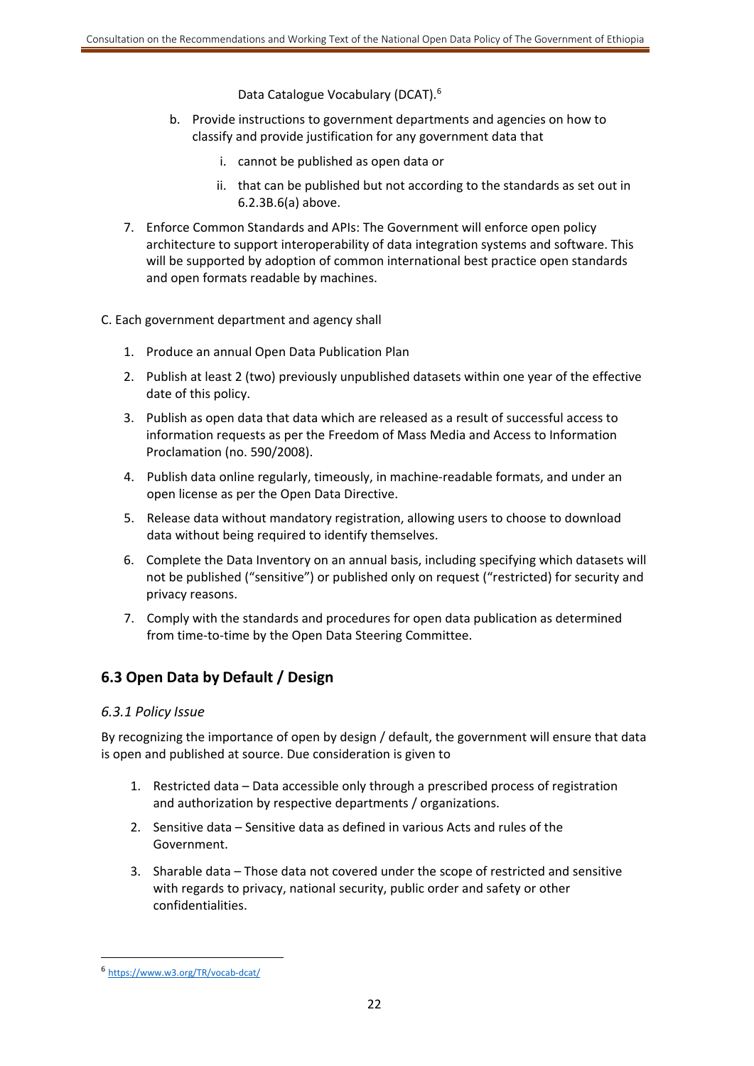Data Catalogue Vocabulary (DCAT).[6]

b. Provide instructions to government departments and agencies on how to classify and provide justification for any government data that

   i. cannot be published as open data or

   ii. that can be published but not according to the standards as set out in 6.2.3B.6(a) above.

7. Enforce Common Standards and APIs: The Government will enforce open policy architecture to support interoperability of data integration systems and software. This will be supported by adoption of common international best practice open standards and open formats readable by machines.

C. Each government department and agency shall

1. Produce an annual Open Data Publication Plan
2. Publish at least 2 (two) previously unpublished datasets within one year of the effective date of this policy.
3. Publish as open data that data which are released as a result of successful access to information requests as per the Freedom of Mass Media and Access to Information Proclamation (no. 590/2008).
4. Publish data online regularly, timeously, in machine-readable formats, and under an open license as per the Open Data Directive.
5. Release data without mandatory registration, allowing users to choose to download data without being required to identify themselves.
6. Complete the Data Inventory on an annual basis, including specifying which datasets will not be published ("sensitive") or published only on request ("restricted) for security and privacy reasons.
7. Comply with the standards and procedures for open data publication as determined from time-to-time by the Open Data Steering Committee.

## 6.3 Open Data by Default / Design

### *6.3.1 Policy Issue*

By recognizing the importance of open by design / default, the government will ensure that data is open and published at source. Due consideration is given to

1. Restricted data – Data accessible only through a prescribed process of registration and authorization by respective departments / organizations.
2. Sensitive data – Sensitive data as defined in various Acts and rules of the Government.
3. Sharable data – Those data not covered under the scope of restricted and sensitive with regards to privacy, national security, public order and safety or other confidentialities.

---

[6] https://www.w3.org/TR/vocab-dcat/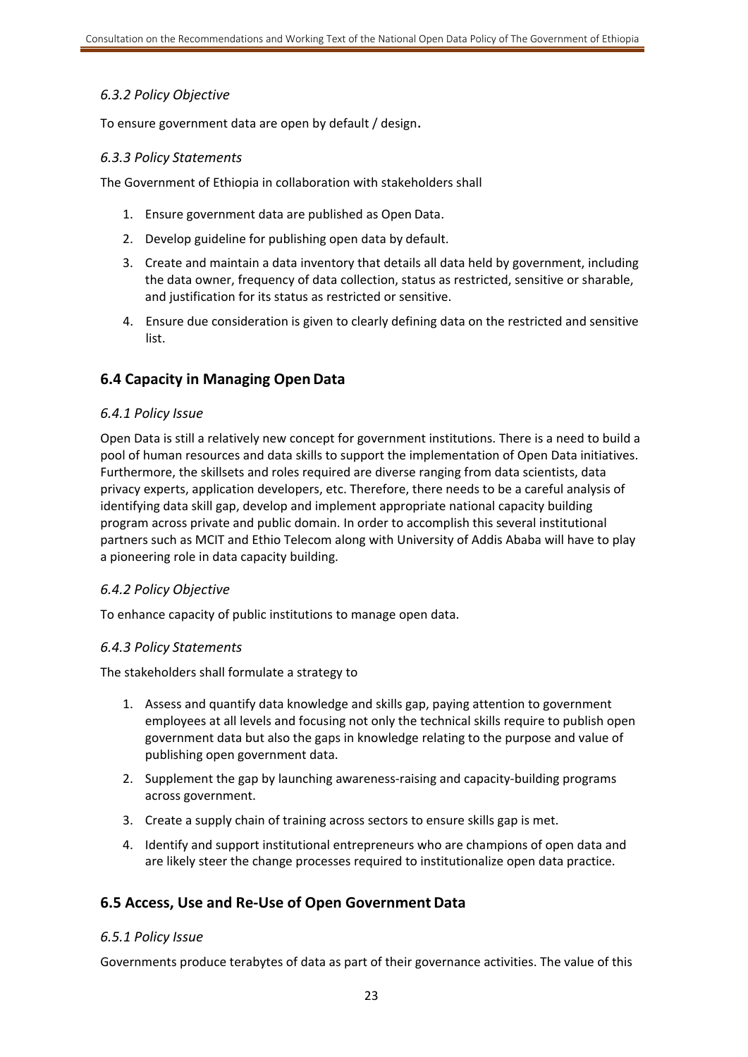### *6.3.2 Policy Objective*

To ensure government data are open by default / design.

### *6.3.3 Policy Statements*

The Government of Ethiopia in collaboration with stakeholders shall

1. Ensure government data are published as Open Data.
2. Develop guideline for publishing open data by default.
3. Create and maintain a data inventory that details all data held by government, including the data owner, frequency of data collection, status as restricted, sensitive or sharable, and justification for its status as restricted or sensitive.
4. Ensure due consideration is given to clearly defining data on the restricted and sensitive list.

## 6.4 Capacity in Managing Open Data

### *6.4.1 Policy Issue*

Open Data is still a relatively new concept for government institutions. There is a need to build a pool of human resources and data skills to support the implementation of Open Data initiatives. Furthermore, the skillsets and roles required are diverse ranging from data scientists, data privacy experts, application developers, etc. Therefore, there needs to be a careful analysis of identifying data skill gap, develop and implement appropriate national capacity building program across private and public domain. In order to accomplish this several institutional partners such as MCIT and Ethio Telecom along with University of Addis Ababa will have to play a pioneering role in data capacity building.

### *6.4.2 Policy Objective*

To enhance capacity of public institutions to manage open data.

### *6.4.3 Policy Statements*

The stakeholders shall formulate a strategy to

1. Assess and quantify data knowledge and skills gap, paying attention to government employees at all levels and focusing not only the technical skills require to publish open government data but also the gaps in knowledge relating to the purpose and value of publishing open government data.
2. Supplement the gap by launching awareness-raising and capacity-building programs across government.
3. Create a supply chain of training across sectors to ensure skills gap is met.
4. Identify and support institutional entrepreneurs who are champions of open data and are likely steer the change processes required to institutionalize open data practice.

## 6.5 Access, Use and Re-Use of Open Government Data

### *6.5.1 Policy Issue*

Governments produce terabytes of data as part of their governance activities. The value of this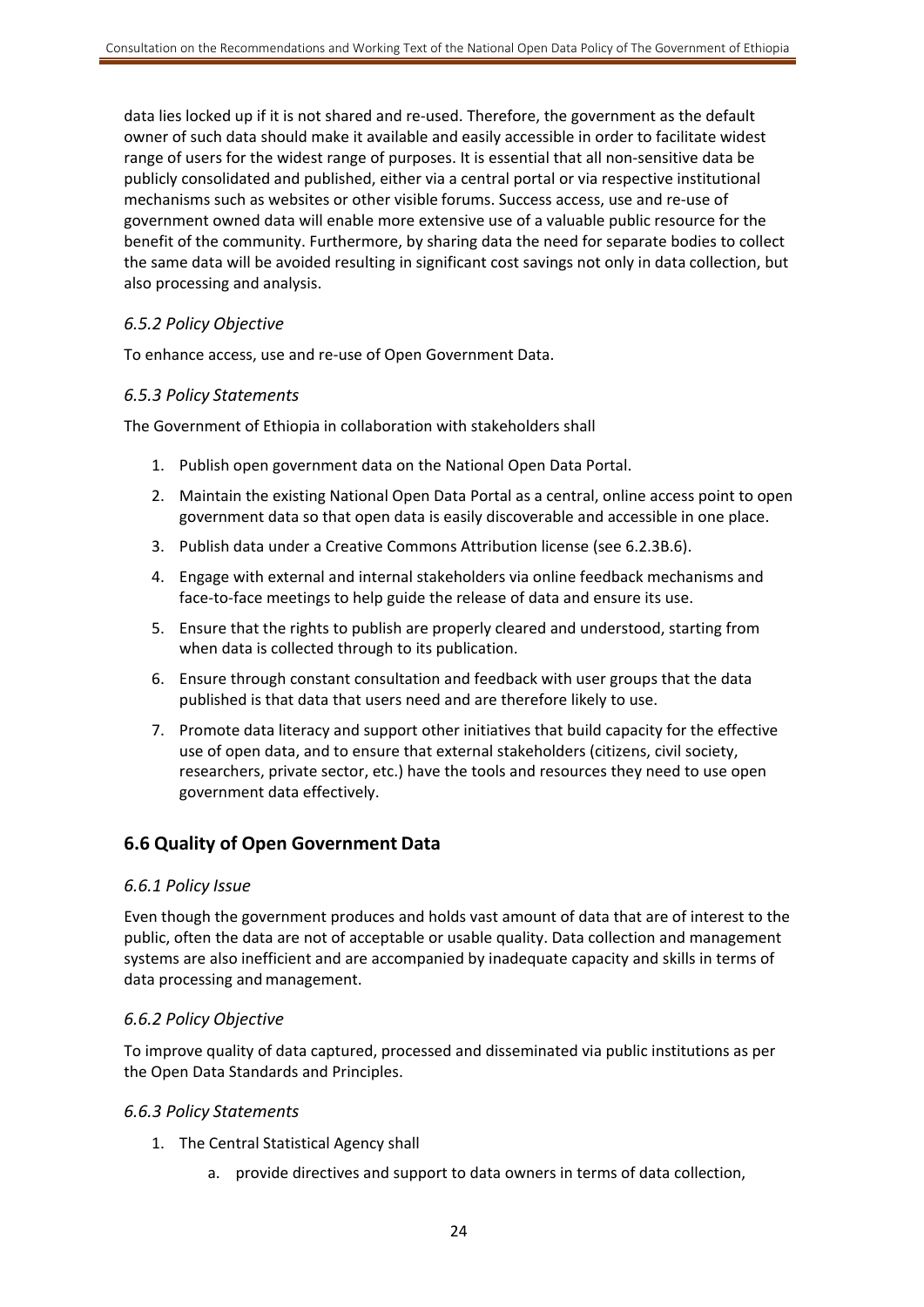data lies locked up if it is not shared and re-used. Therefore, the government as the default owner of such data should make it available and easily accessible in order to facilitate widest range of users for the widest range of purposes. It is essential that all non-sensitive data be publicly consolidated and published, either via a central portal or via respective institutional mechanisms such as websites or other visible forums. Success access, use and re-use of government owned data will enable more extensive use of a valuable public resource for the benefit of the community. Furthermore, by sharing data the need for separate bodies to collect the same data will be avoided resulting in significant cost savings not only in data collection, but also processing and analysis.

### *6.5.2 Policy Objective*

To enhance access, use and re-use of Open Government Data.

### *6.5.3 Policy Statements*

The Government of Ethiopia in collaboration with stakeholders shall

1. Publish open government data on the National Open Data Portal.
2. Maintain the existing National Open Data Portal as a central, online access point to open government data so that open data is easily discoverable and accessible in one place.
3. Publish data under a Creative Commons Attribution license (see 6.2.3B.6).
4. Engage with external and internal stakeholders via online feedback mechanisms and face-to-face meetings to help guide the release of data and ensure its use.
5. Ensure that the rights to publish are properly cleared and understood, starting from when data is collected through to its publication.
6. Ensure through constant consultation and feedback with user groups that the data published is that data that users need and are therefore likely to use.
7. Promote data literacy and support other initiatives that build capacity for the effective use of open data, and to ensure that external stakeholders (citizens, civil society, researchers, private sector, etc.) have the tools and resources they need to use open government data effectively.

## 6.6 Quality of Open Government Data

### *6.6.1 Policy Issue*

Even though the government produces and holds vast amount of data that are of interest to the public, often the data are not of acceptable or usable quality. Data collection and management systems are also inefficient and are accompanied by inadequate capacity and skills in terms of data processing and management.

### *6.6.2 Policy Objective*

To improve quality of data captured, processed and disseminated via public institutions as per the Open Data Standards and Principles.

### *6.6.3 Policy Statements*

1. The Central Statistical Agency shall
    a. provide directives and support to data owners in terms of data collection,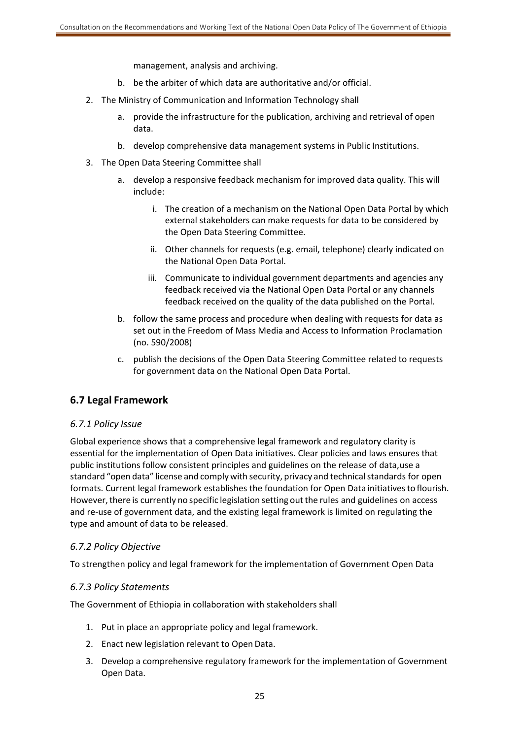management, analysis and archiving.

   b. be the arbiter of which data are authoritative and/or official.

2. The Ministry of Communication and Information Technology shall
   a. provide the infrastructure for the publication, archiving and retrieval of open data.
   b. develop comprehensive data management systems in Public Institutions.
3. The Open Data Steering Committee shall
   a. develop a responsive feedback mechanism for improved data quality. This will include:
      i. The creation of a mechanism on the National Open Data Portal by which external stakeholders can make requests for data to be considered by the Open Data Steering Committee.
      ii. Other channels for requests (e.g. email, telephone) clearly indicated on the National Open Data Portal.
      iii. Communicate to individual government departments and agencies any feedback received via the National Open Data Portal or any channels feedback received on the quality of the data published on the Portal.
   b. follow the same process and procedure when dealing with requests for data as set out in the Freedom of Mass Media and Access to Information Proclamation (no. 590/2008)
   c. publish the decisions of the Open Data Steering Committee related to requests for government data on the National Open Data Portal.

## 6.7 Legal Framework

### *6.7.1 Policy Issue*

Global experience shows that a comprehensive legal framework and regulatory clarity is essential for the implementation of Open Data initiatives. Clear policies and laws ensures that public institutions follow consistent principles and guidelines on the release of data, use a standard "open data" license and comply with security, privacy and technical standards for open formats. Current legal framework establishes the foundation for Open Data initiatives to flourish. However, there is currently no specific legislation setting out the rules and guidelines on access and re-use of government data, and the existing legal framework is limited on regulating the type and amount of data to be released.

### *6.7.2 Policy Objective*

To strengthen policy and legal framework for the implementation of Government Open Data

### *6.7.3 Policy Statements*

The Government of Ethiopia in collaboration with stakeholders shall

1. Put in place an appropriate policy and legal framework.
2. Enact new legislation relevant to Open Data.
3. Develop a comprehensive regulatory framework for the implementation of Government Open Data.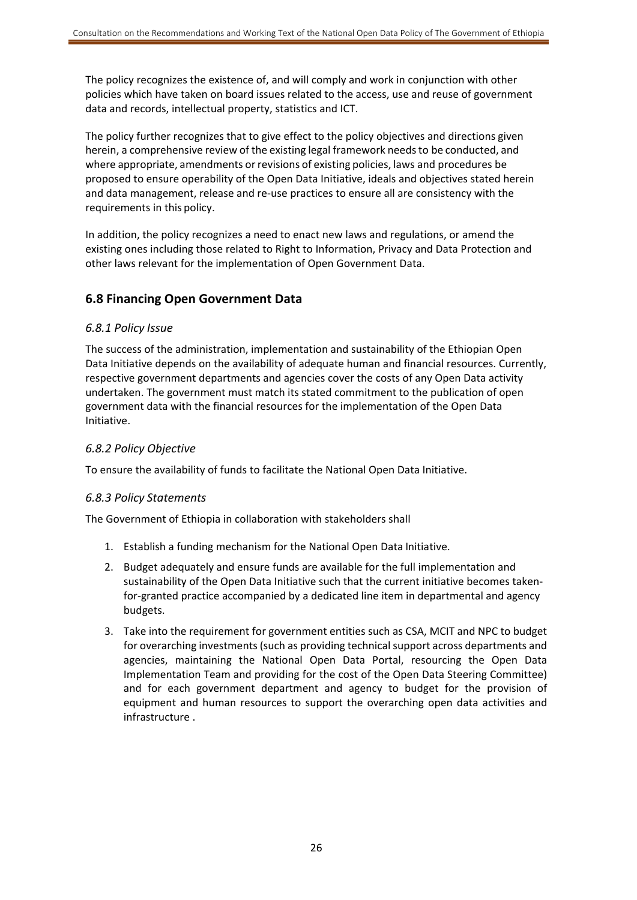The policy recognizes the existence of, and will comply and work in conjunction with other policies which have taken on board issues related to the access, use and reuse of government data and records, intellectual property, statistics and ICT.

The policy further recognizes that to give effect to the policy objectives and directions given herein, a comprehensive review of the existing legal framework needs to be conducted, and where appropriate, amendments or revisions of existing policies, laws and procedures be proposed to ensure operability of the Open Data Initiative, ideals and objectives stated herein and data management, release and re-use practices to ensure all are consistency with the requirements in this policy.

In addition, the policy recognizes a need to enact new laws and regulations, or amend the existing ones including those related to Right to Information, Privacy and Data Protection and other laws relevant for the implementation of Open Government Data.

## 6.8 Financing Open Government Data

### *6.8.1 Policy Issue*

The success of the administration, implementation and sustainability of the Ethiopian Open Data Initiative depends on the availability of adequate human and financial resources. Currently, respective government departments and agencies cover the costs of any Open Data activity undertaken. The government must match its stated commitment to the publication of open government data with the financial resources for the implementation of the Open Data Initiative.

### *6.8.2 Policy Objective*

To ensure the availability of funds to facilitate the National Open Data Initiative.

### *6.8.3 Policy Statements*

The Government of Ethiopia in collaboration with stakeholders shall

1. Establish a funding mechanism for the National Open Data Initiative.
2. Budget adequately and ensure funds are available for the full implementation and sustainability of the Open Data Initiative such that the current initiative becomes taken-for-granted practice accompanied by a dedicated line item in departmental and agency budgets.
3. Take into the requirement for government entities such as CSA, MCIT and NPC to budget for overarching investments (such as providing technical support across departments and agencies, maintaining the National Open Data Portal, resourcing the Open Data Implementation Team and providing for the cost of the Open Data Steering Committee) and for each government department and agency to budget for the provision of equipment and human resources to support the overarching open data activities and infrastructure .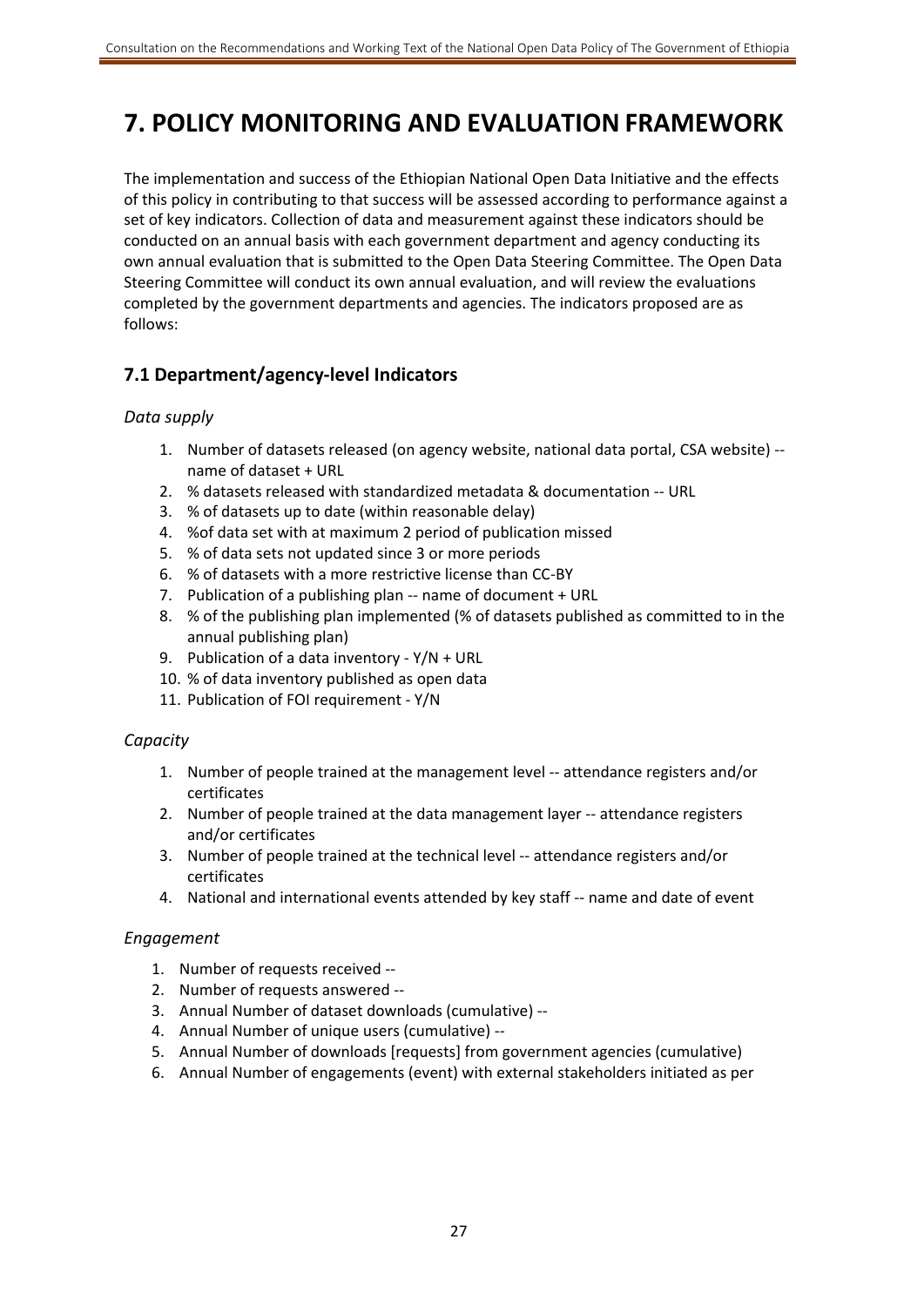# 7. POLICY MONITORING AND EVALUATION FRAMEWORK

The implementation and success of the Ethiopian National Open Data Initiative and the effects of this policy in contributing to that success will be assessed according to performance against a set of key indicators. Collection of data and measurement against these indicators should be conducted on an annual basis with each government department and agency conducting its own annual evaluation that is submitted to the Open Data Steering Committee. The Open Data Steering Committee will conduct its own annual evaluation, and will review the evaluations completed by the government departments and agencies. The indicators proposed are as follows:

## 7.1 Department/agency-level Indicators

*Data supply*

1. Number of datasets released (on agency website, national data portal, CSA website) -- name of dataset + URL
2. % datasets released with standardized metadata & documentation -- URL
3. % of datasets up to date (within reasonable delay)
4. %of data set with at maximum 2 period of publication missed
5. % of data sets not updated since 3 or more periods
6. % of datasets with a more restrictive license than CC-BY
7. Publication of a publishing plan -- name of document + URL
8. % of the publishing plan implemented (% of datasets published as committed to in the annual publishing plan)
9. Publication of a data inventory - Y/N + URL
10. % of data inventory published as open data
11. Publication of FOI requirement - Y/N

*Capacity*

1. Number of people trained at the management level -- attendance registers and/or certificates
2. Number of people trained at the data management layer -- attendance registers and/or certificates
3. Number of people trained at the technical level -- attendance registers and/or certificates
4. National and international events attended by key staff -- name and date of event

*Engagement*

1. Number of requests received --
2. Number of requests answered --
3. Annual Number of dataset downloads (cumulative) --
4. Annual Number of unique users (cumulative) --
5. Annual Number of downloads [requests] from government agencies (cumulative)
6. Annual Number of engagements (event) with external stakeholders initiated as per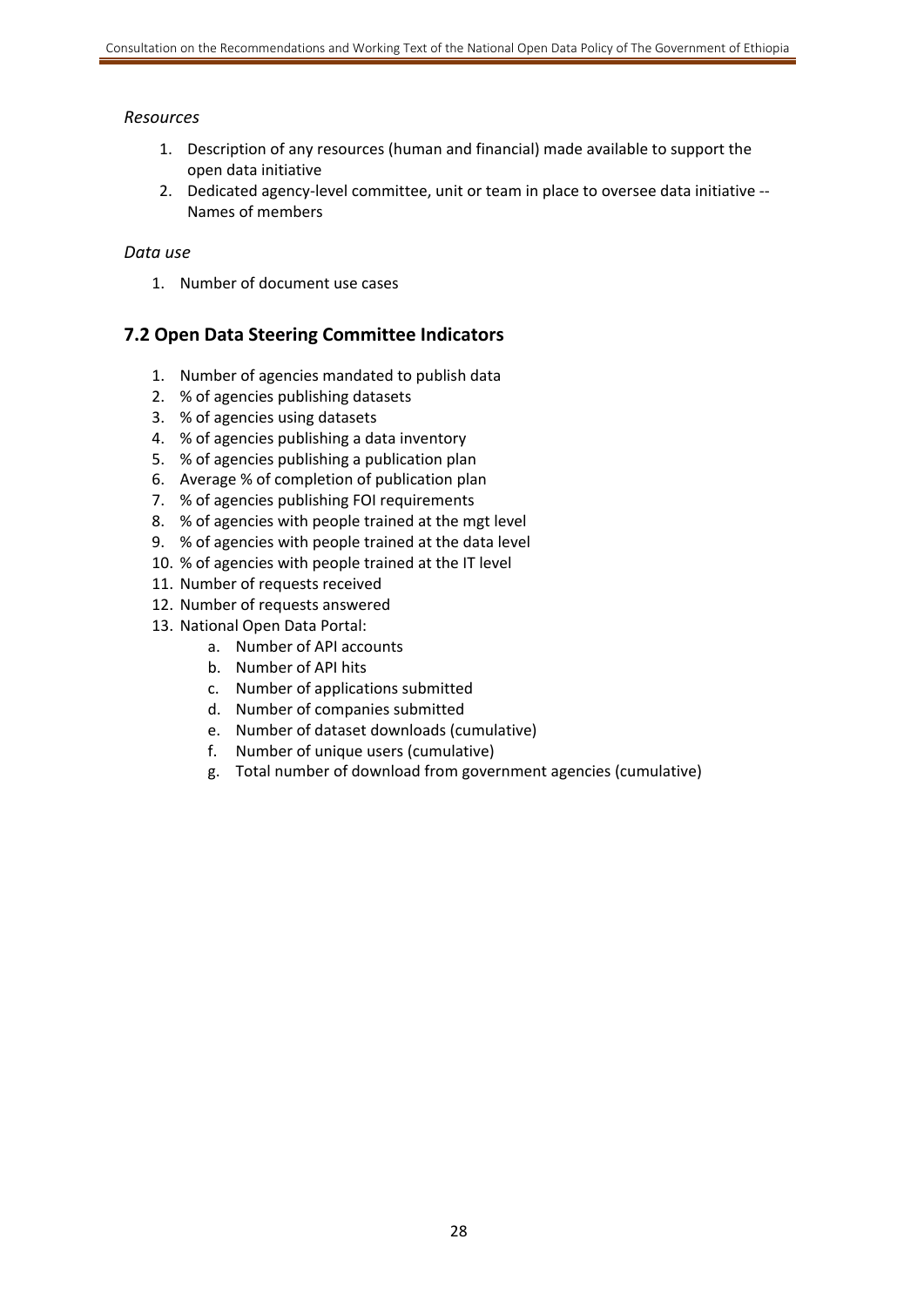*Resources*

1. Description of any resources (human and financial) made available to support the open data initiative
2. Dedicated agency-level committee, unit or team in place to oversee data initiative -- Names of members

*Data use*

1. Number of document use cases

## 7.2 Open Data Steering Committee Indicators

1. Number of agencies mandated to publish data
2. % of agencies publishing datasets
3. % of agencies using datasets
4. % of agencies publishing a data inventory
5. % of agencies publishing a publication plan
6. Average % of completion of publication plan
7. % of agencies publishing FOI requirements
8. % of agencies with people trained at the mgt level
9. % of agencies with people trained at the data level
10. % of agencies with people trained at the IT level
11. Number of requests received
12. Number of requests answered
13. National Open Data Portal:
    a. Number of API accounts
    b. Number of API hits
    c. Number of applications submitted
    d. Number of companies submitted
    e. Number of dataset downloads (cumulative)
    f. Number of unique users (cumulative)
    g. Total number of download from government agencies (cumulative)